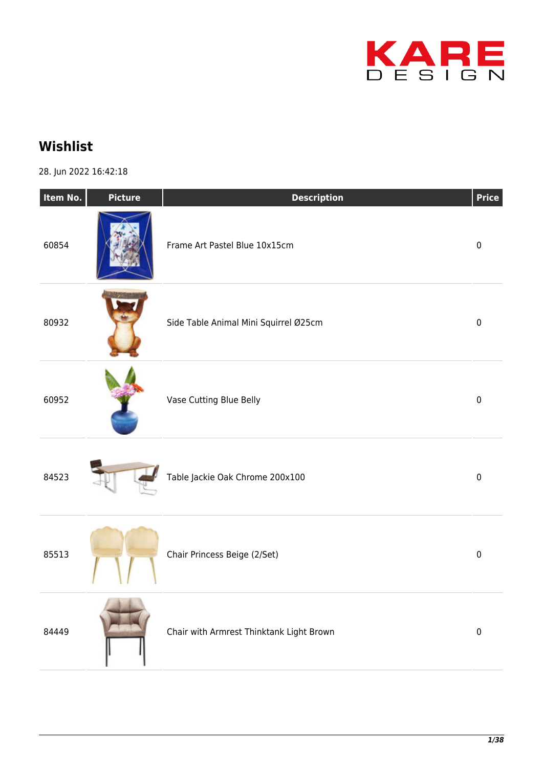## Wishlist

28. Jun 2022 16:42:18

| Item No. | Picture | Description | Price |
|---|---|---|---|
| 60854 | | Frame Art Pastel Blue 10x15cm | 0 |
| 80932 | | Side Table Animal Mini Squirrel Ø25cm | 0 |
| 60952 | | Vase Cutting Blue Belly | 0 |
| 84523 | | Table Jackie Oak Chrome 200x100 | 0 |
| 85513 | | Chair Princess Beige (2/Set) | 0 |
| 84449 | | Chair with Armrest Thinktank Light Brown | 0 |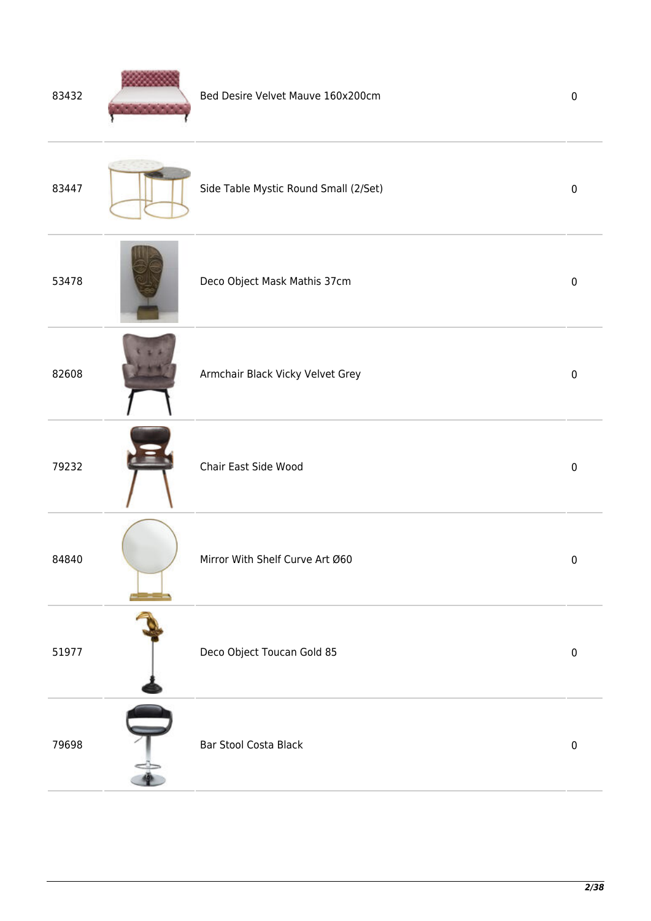| | | | |
|---|---|---|---|
| 83432 | | Bed Desire Velvet Mauve 160x200cm | 0 |
| 83447 | | Side Table Mystic Round Small (2/Set) | 0 |
| 53478 | | Deco Object Mask Mathis 37cm | 0 |
| 82608 | | Armchair Black Vicky Velvet Grey | 0 |
| 79232 | | Chair East Side Wood | 0 |
| 84840 | | Mirror With Shelf Curve Art Ø60 | 0 |
| 51977 | | Deco Object Toucan Gold 85 | 0 |
| 79698 | | Bar Stool Costa Black | 0 |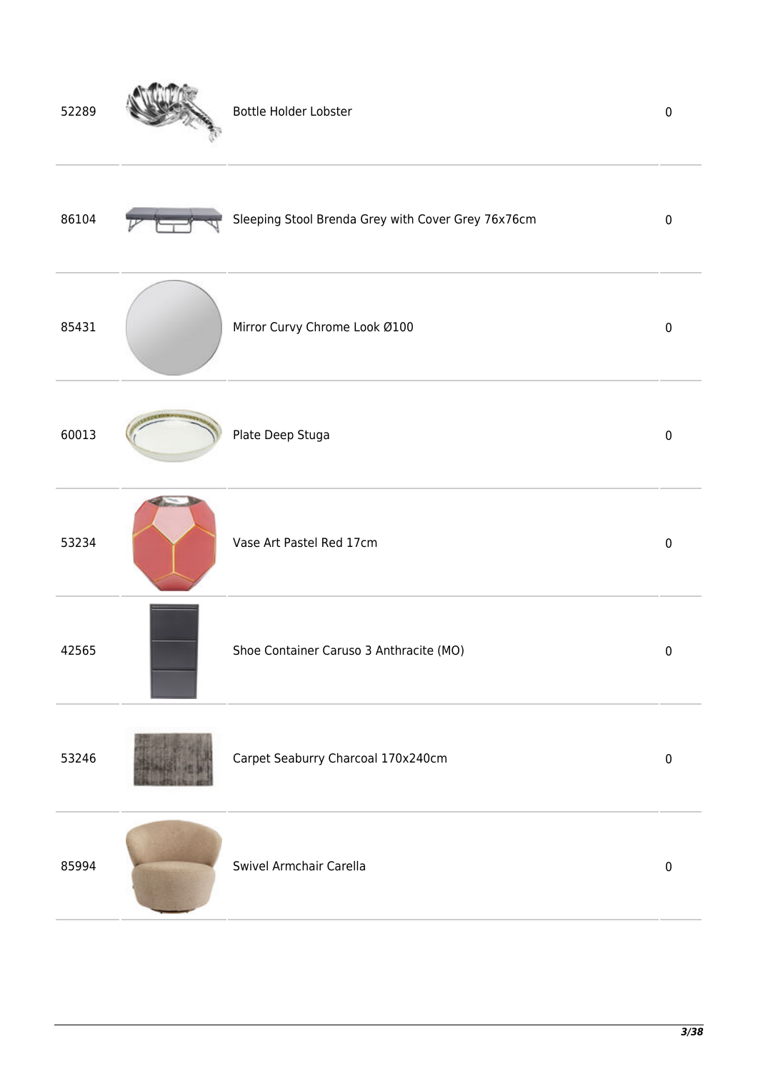| | | | |
|---|---|---|---|
| 52289 | | Bottle Holder Lobster | 0 |
| 86104 | | Sleeping Stool Brenda Grey with Cover Grey 76x76cm | 0 |
| 85431 | | Mirror Curvy Chrome Look Ø100 | 0 |
| 60013 | | Plate Deep Stuga | 0 |
| 53234 | | Vase Art Pastel Red 17cm | 0 |
| 42565 | | Shoe Container Caruso 3 Anthracite (MO) | 0 |
| 53246 | | Carpet Seaburry Charcoal 170x240cm | 0 |
| 85994 | | Swivel Armchair Carella | 0 |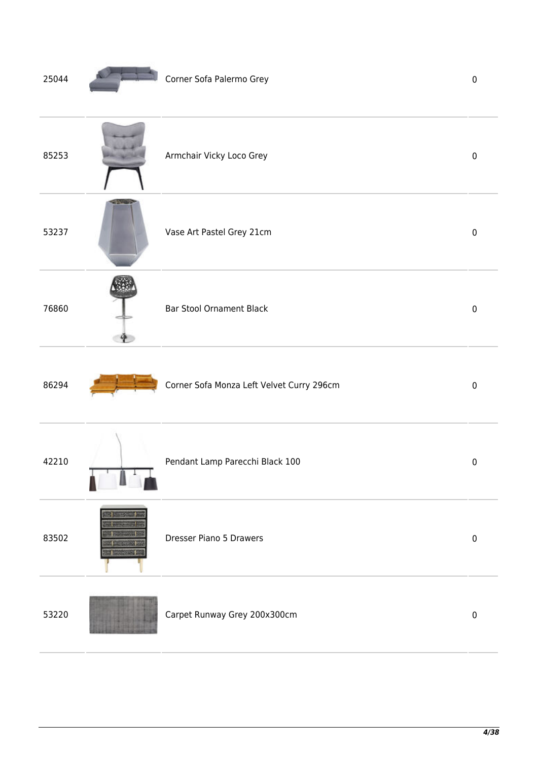| | | | |
|---|---|---|---|
| 25044 | | Corner Sofa Palermo Grey | 0 |
| 85253 | | Armchair Vicky Loco Grey | 0 |
| 53237 | | Vase Art Pastel Grey 21cm | 0 |
| 76860 | | Bar Stool Ornament Black | 0 |
| 86294 | | Corner Sofa Monza Left Velvet Curry 296cm | 0 |
| 42210 | | Pendant Lamp Parecchi Black 100 | 0 |
| 83502 | | Dresser Piano 5 Drawers | 0 |
| 53220 | | Carpet Runway Grey 200x300cm | 0 |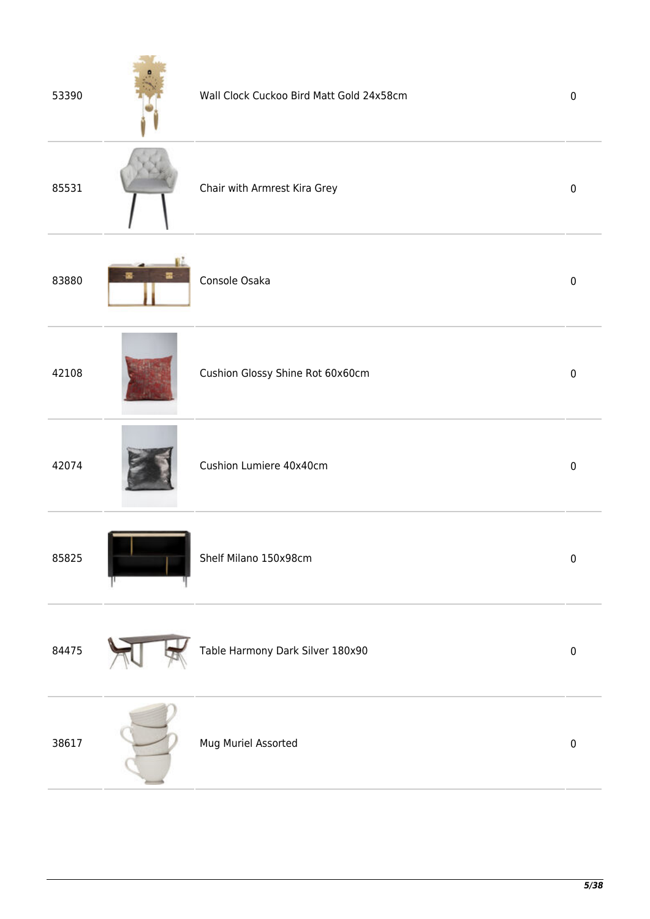| | | | |
|---|---|---|---|
| 53390 | | Wall Clock Cuckoo Bird Matt Gold 24x58cm | 0 |
| 85531 | | Chair with Armrest Kira Grey | 0 |
| 83880 | | Console Osaka | 0 |
| 42108 | | Cushion Glossy Shine Rot 60x60cm | 0 |
| 42074 | | Cushion Lumiere 40x40cm | 0 |
| 85825 | | Shelf Milano 150x98cm | 0 |
| 84475 | | Table Harmony Dark Silver 180x90 | 0 |
| 38617 | | Mug Muriel Assorted | 0 |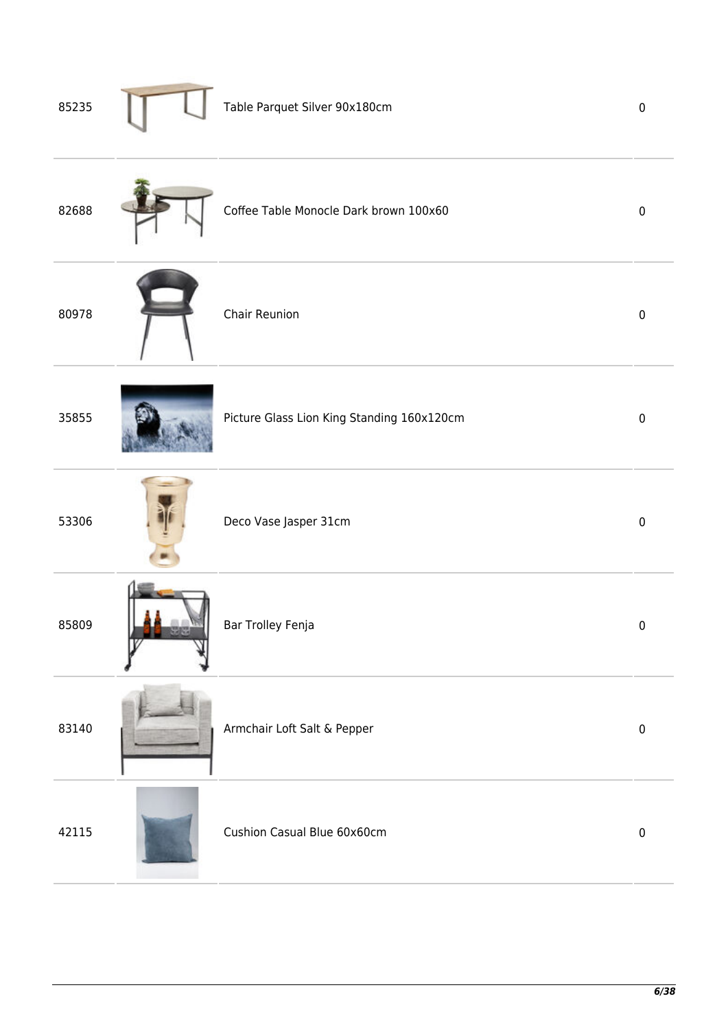| | | | |
|---|---|---|---|
| 85235 | | Table Parquet Silver 90x180cm | 0 |
| 82688 | | Coffee Table Monocle Dark brown 100x60 | 0 |
| 80978 | | Chair Reunion | 0 |
| 35855 | | Picture Glass Lion King Standing 160x120cm | 0 |
| 53306 | | Deco Vase Jasper 31cm | 0 |
| 85809 | | Bar Trolley Fenja | 0 |
| 83140 | | Armchair Loft Salt & Pepper | 0 |
| 42115 | | Cushion Casual Blue 60x60cm | 0 |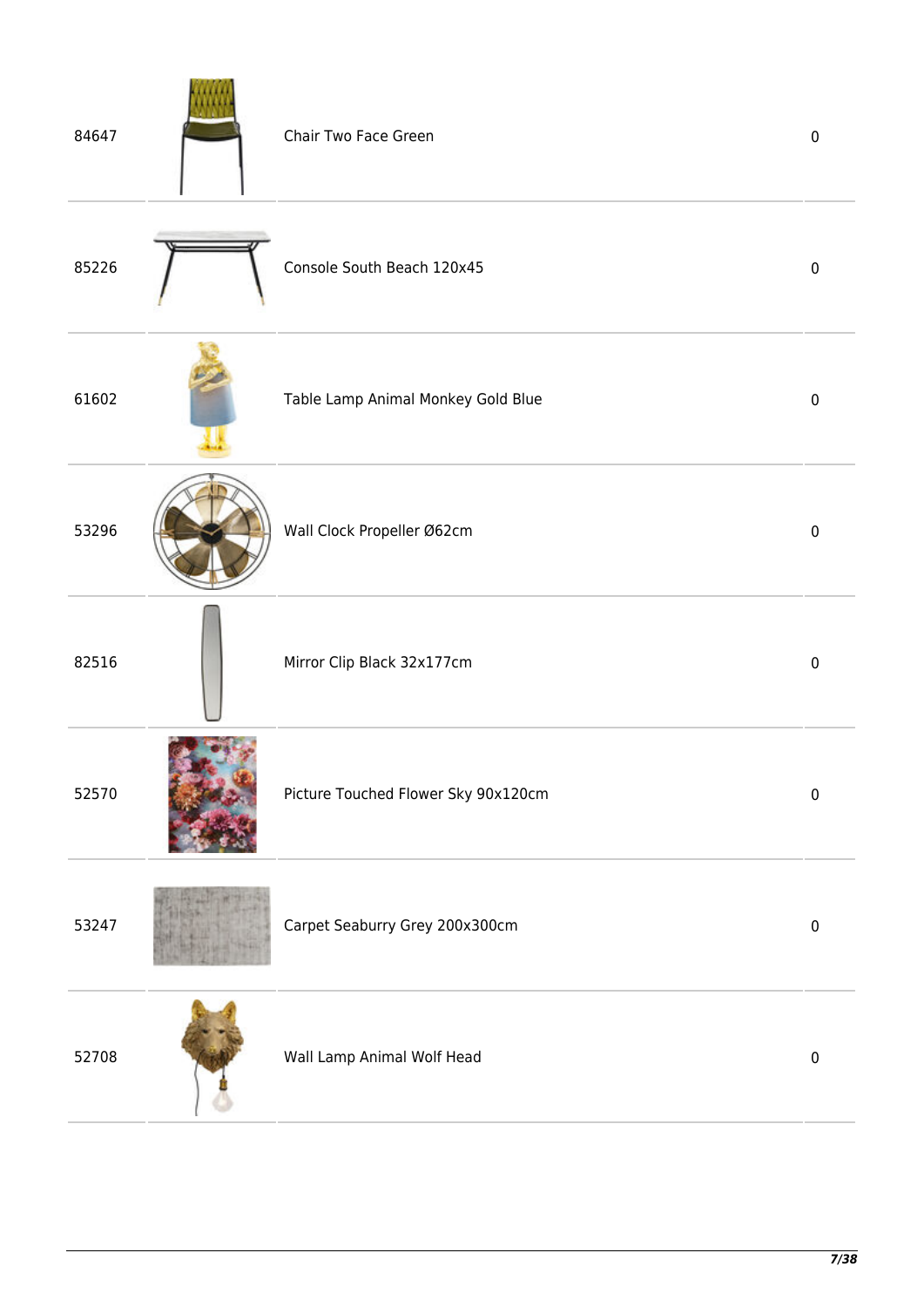| | | | |
|---|---|---|---|
| 84647 | | Chair Two Face Green | 0 |
| 85226 | | Console South Beach 120x45 | 0 |
| 61602 | | Table Lamp Animal Monkey Gold Blue | 0 |
| 53296 | | Wall Clock Propeller Ø62cm | 0 |
| 82516 | | Mirror Clip Black 32x177cm | 0 |
| 52570 | | Picture Touched Flower Sky 90x120cm | 0 |
| 53247 | | Carpet Seaburry Grey 200x300cm | 0 |
| 52708 | | Wall Lamp Animal Wolf Head | 0 |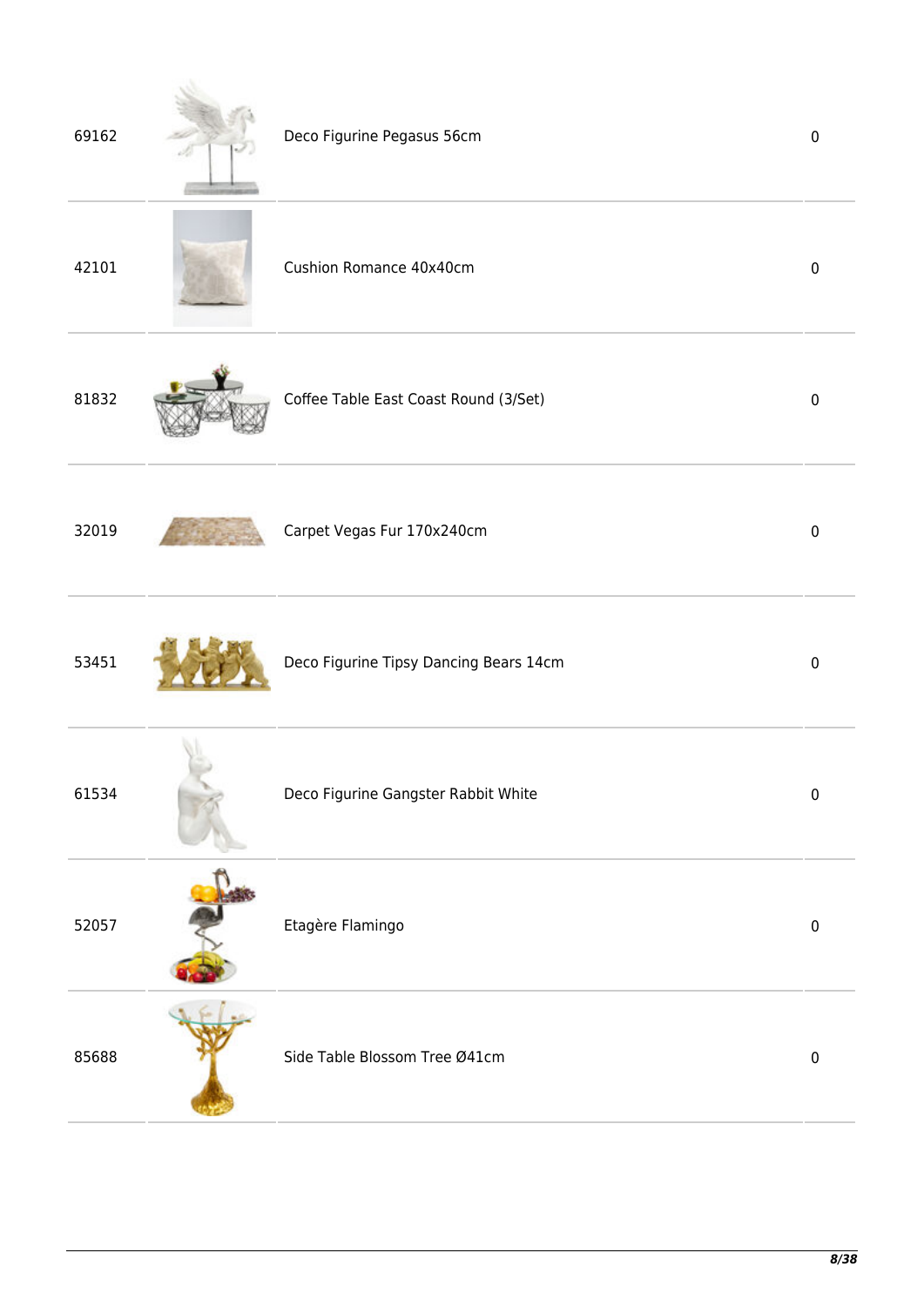| | | | |
|---|---|---|---|
| 69162 | | Deco Figurine Pegasus 56cm | 0 |
| 42101 | | Cushion Romance 40x40cm | 0 |
| 81832 | | Coffee Table East Coast Round (3/Set) | 0 |
| 32019 | | Carpet Vegas Fur 170x240cm | 0 |
| 53451 | | Deco Figurine Tipsy Dancing Bears 14cm | 0 |
| 61534 | | Deco Figurine Gangster Rabbit White | 0 |
| 52057 | | Etagère Flamingo | 0 |
| 85688 | | Side Table Blossom Tree Ø41cm | 0 |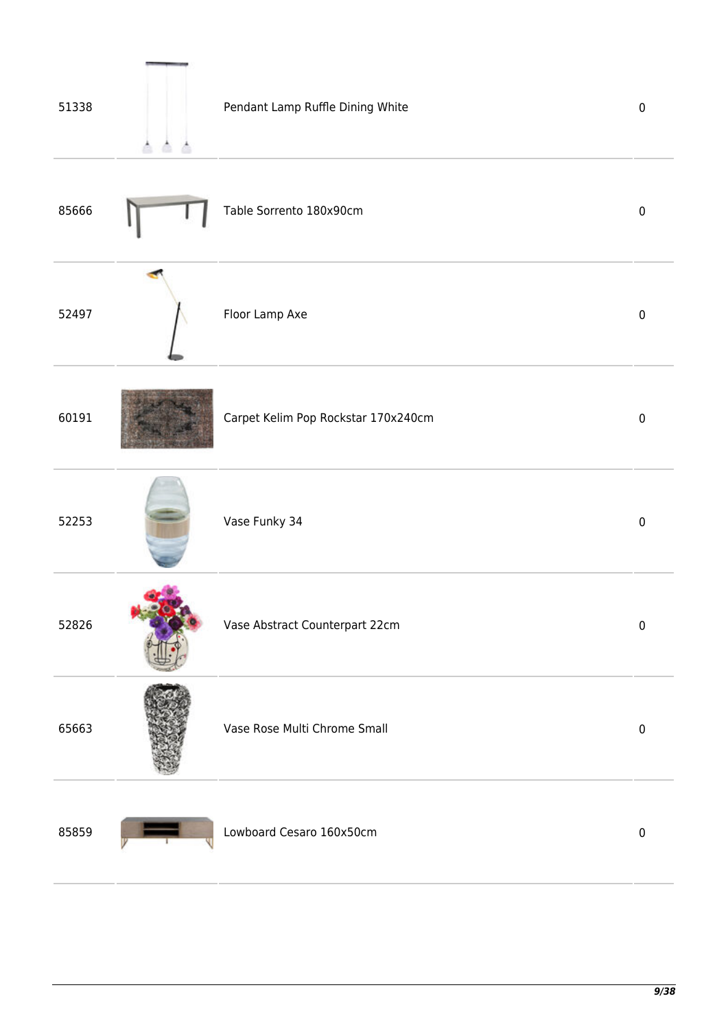| | | | |
|---|---|---|---|
| 51338 | | Pendant Lamp Ruffle Dining White | 0 |
| 85666 | | Table Sorrento 180x90cm | 0 |
| 52497 | | Floor Lamp Axe | 0 |
| 60191 | | Carpet Kelim Pop Rockstar 170x240cm | 0 |
| 52253 | | Vase Funky 34 | 0 |
| 52826 | | Vase Abstract Counterpart 22cm | 0 |
| 65663 | | Vase Rose Multi Chrome Small | 0 |
| 85859 | | Lowboard Cesaro 160x50cm | 0 |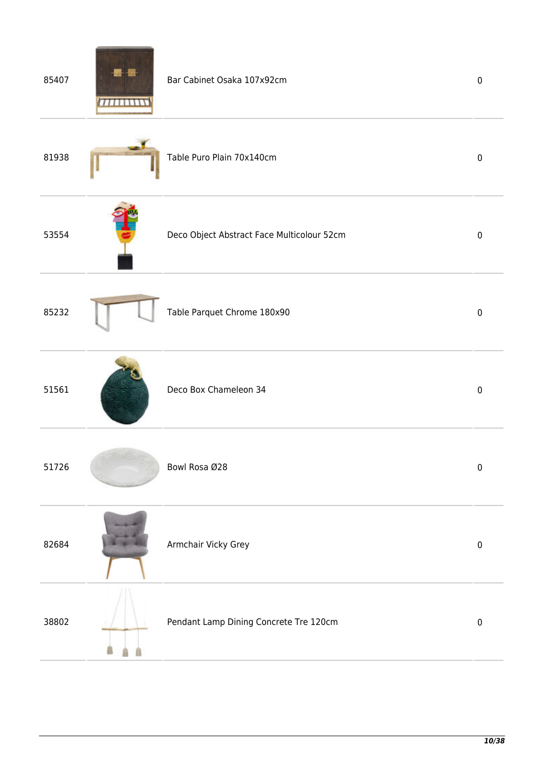| | | | |
|---|---|---|---|
| 85407 | | Bar Cabinet Osaka 107x92cm | 0 |
| 81938 | | Table Puro Plain 70x140cm | 0 |
| 53554 | | Deco Object Abstract Face Multicolour 52cm | 0 |
| 85232 | | Table Parquet Chrome 180x90 | 0 |
| 51561 | | Deco Box Chameleon 34 | 0 |
| 51726 | | Bowl Rosa Ø28 | 0 |
| 82684 | | Armchair Vicky Grey | 0 |
| 38802 | | Pendant Lamp Dining Concrete Tre 120cm | 0 |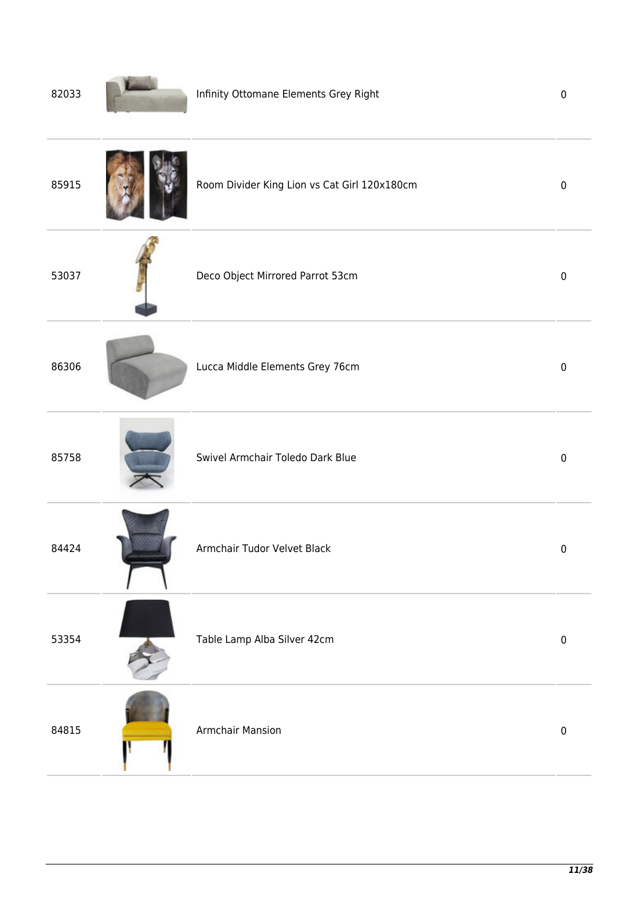| | | | |
|---|---|---|---|
| 82033 | | Infinity Ottomane Elements Grey Right | 0 |
| 85915 | | Room Divider King Lion vs Cat Girl 120x180cm | 0 |
| 53037 | | Deco Object Mirrored Parrot 53cm | 0 |
| 86306 | | Lucca Middle Elements Grey 76cm | 0 |
| 85758 | | Swivel Armchair Toledo Dark Blue | 0 |
| 84424 | | Armchair Tudor Velvet Black | 0 |
| 53354 | | Table Lamp Alba Silver 42cm | 0 |
| 84815 | | Armchair Mansion | 0 |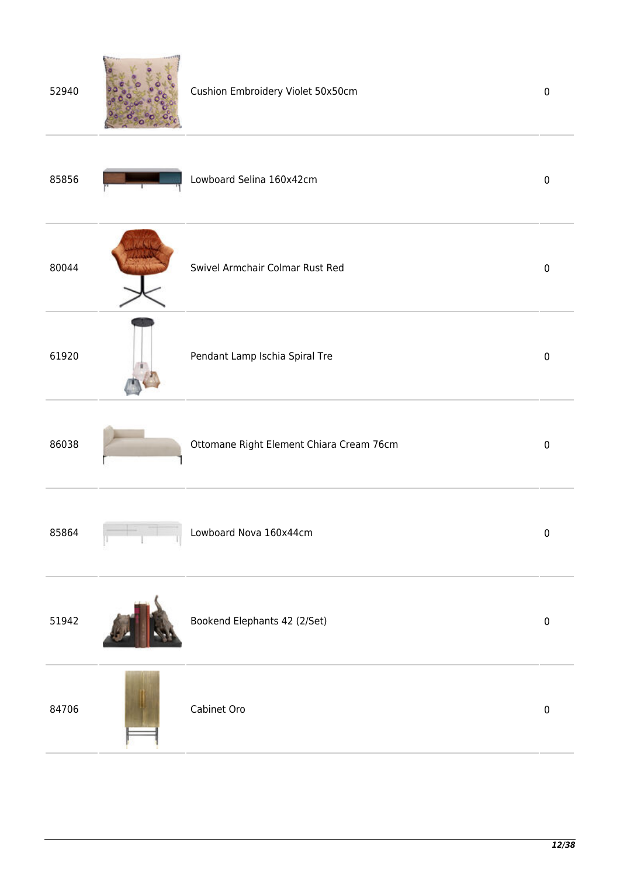| | | | |
|---|---|---|---|
| 52940 | | Cushion Embroidery Violet 50x50cm | 0 |
| 85856 | | Lowboard Selina 160x42cm | 0 |
| 80044 | | Swivel Armchair Colmar Rust Red | 0 |
| 61920 | | Pendant Lamp Ischia Spiral Tre | 0 |
| 86038 | | Ottomane Right Element Chiara Cream 76cm | 0 |
| 85864 | | Lowboard Nova 160x44cm | 0 |
| 51942 | | Bookend Elephants 42 (2/Set) | 0 |
| 84706 | | Cabinet Oro | 0 |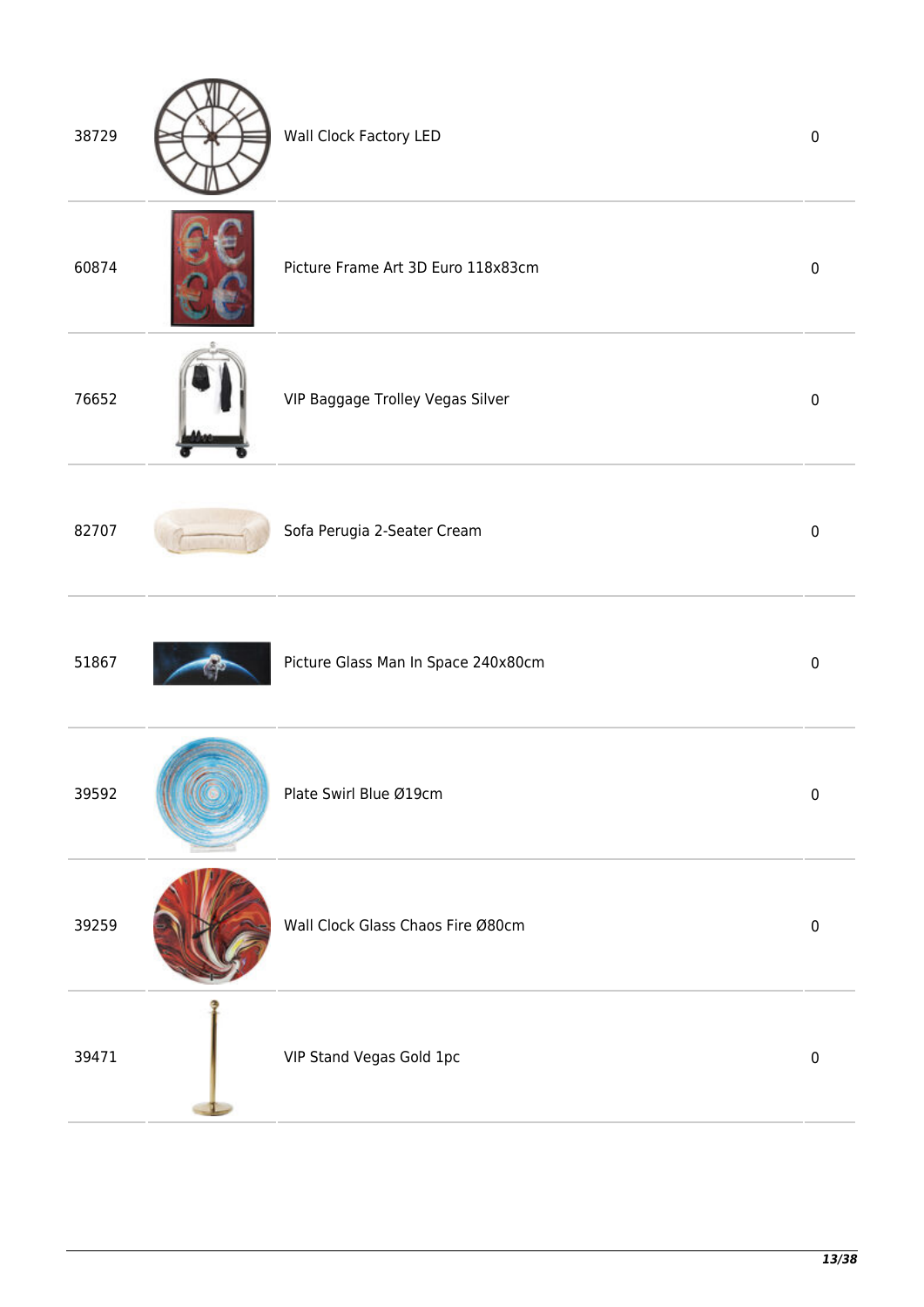| | | | |
|---|---|---|---|
| 38729 | | Wall Clock Factory LED | 0 |
| 60874 | | Picture Frame Art 3D Euro 118x83cm | 0 |
| 76652 | | VIP Baggage Trolley Vegas Silver | 0 |
| 82707 | | Sofa Perugia 2-Seater Cream | 0 |
| 51867 | | Picture Glass Man In Space 240x80cm | 0 |
| 39592 | | Plate Swirl Blue Ø19cm | 0 |
| 39259 | | Wall Clock Glass Chaos Fire Ø80cm | 0 |
| 39471 | | VIP Stand Vegas Gold 1pc | 0 |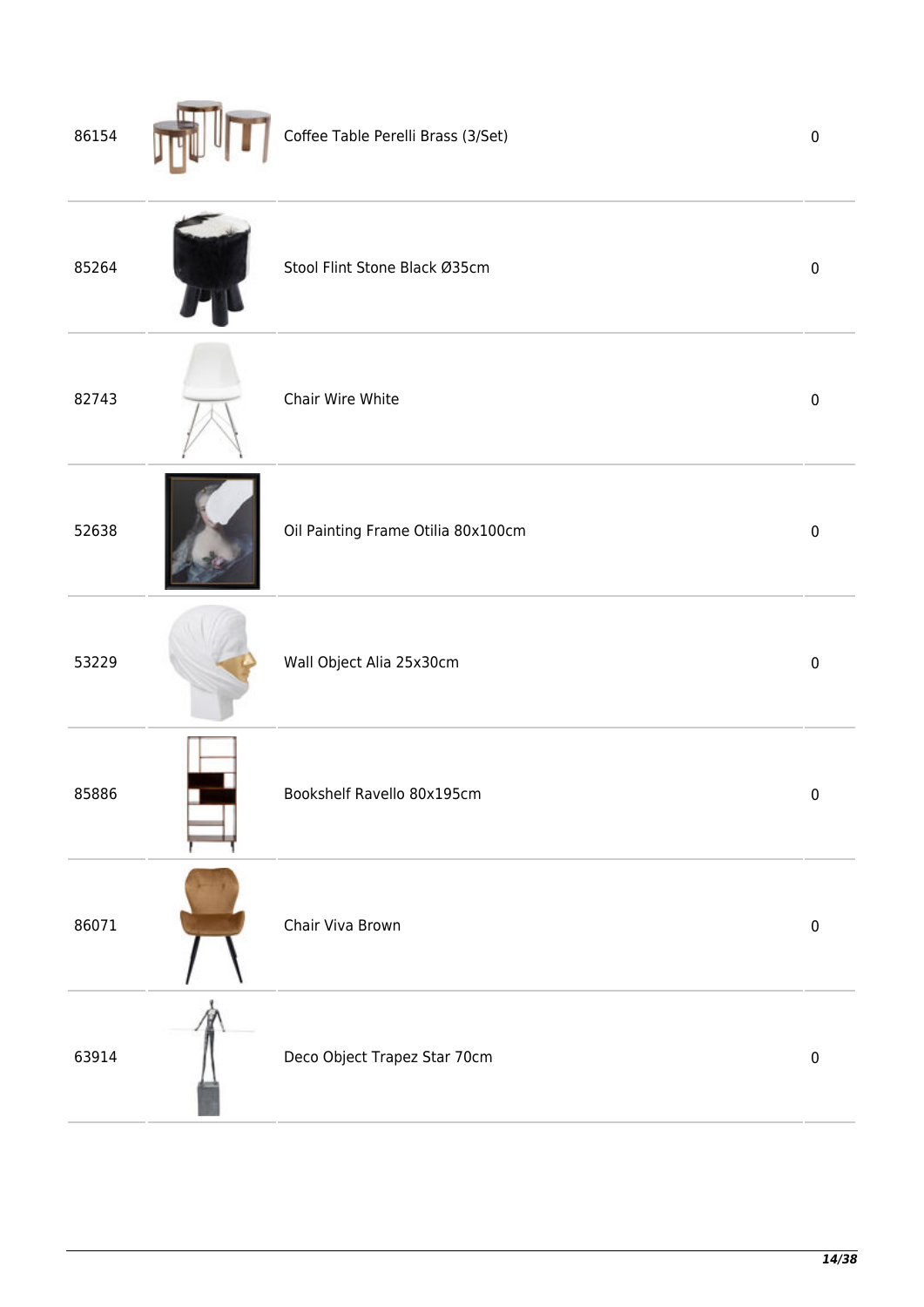| | | | |
|---|---|---|---|
| 86154 | | Coffee Table Perelli Brass (3/Set) | 0 |
| 85264 | | Stool Flint Stone Black Ø35cm | 0 |
| 82743 | | Chair Wire White | 0 |
| 52638 | | Oil Painting Frame Otilia 80x100cm | 0 |
| 53229 | | Wall Object Alia 25x30cm | 0 |
| 85886 | | Bookshelf Ravello 80x195cm | 0 |
| 86071 | | Chair Viva Brown | 0 |
| 63914 | | Deco Object Trapez Star 70cm | 0 |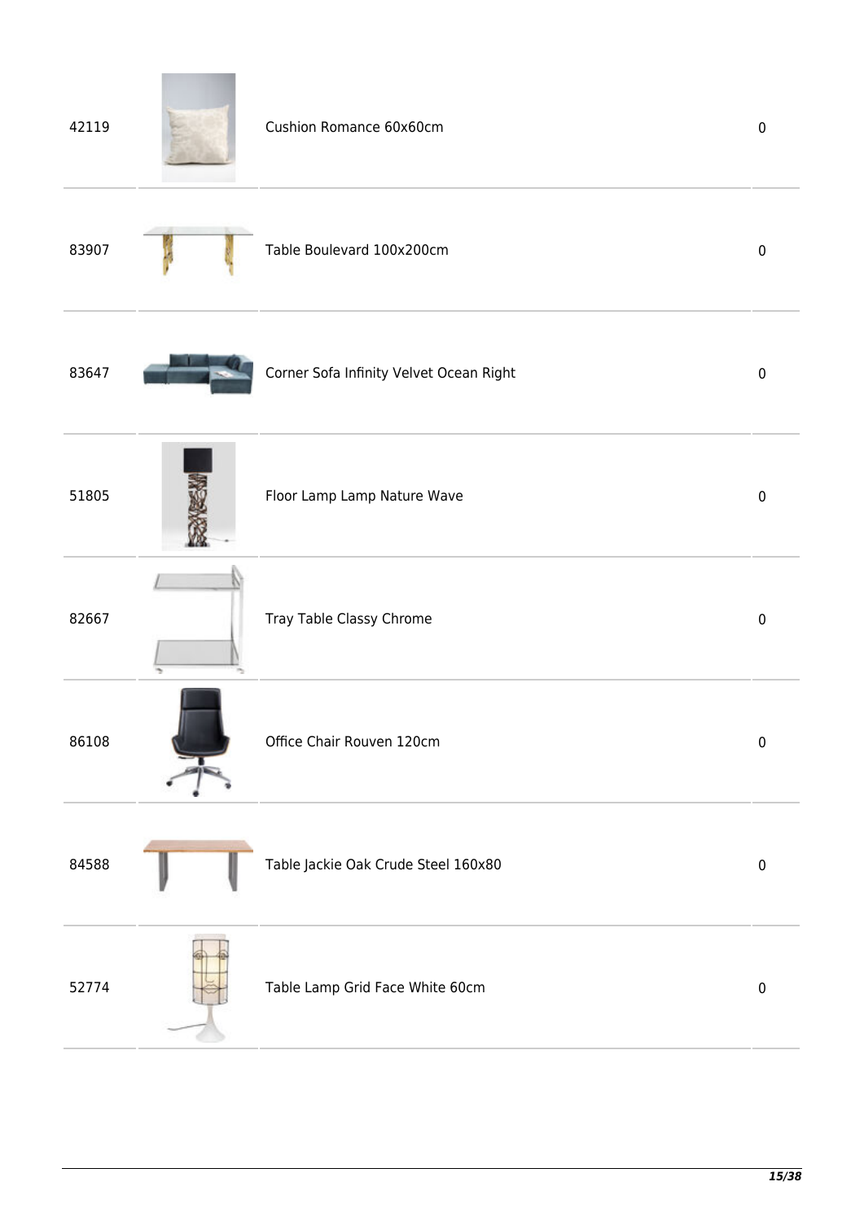| | | | |
|---|---|---|---|
| 42119 | | Cushion Romance 60x60cm | 0 |
| 83907 | | Table Boulevard 100x200cm | 0 |
| 83647 | | Corner Sofa Infinity Velvet Ocean Right | 0 |
| 51805 | | Floor Lamp Lamp Nature Wave | 0 |
| 82667 | | Tray Table Classy Chrome | 0 |
| 86108 | | Office Chair Rouven 120cm | 0 |
| 84588 | | Table Jackie Oak Crude Steel 160x80 | 0 |
| 52774 | | Table Lamp Grid Face White 60cm | 0 |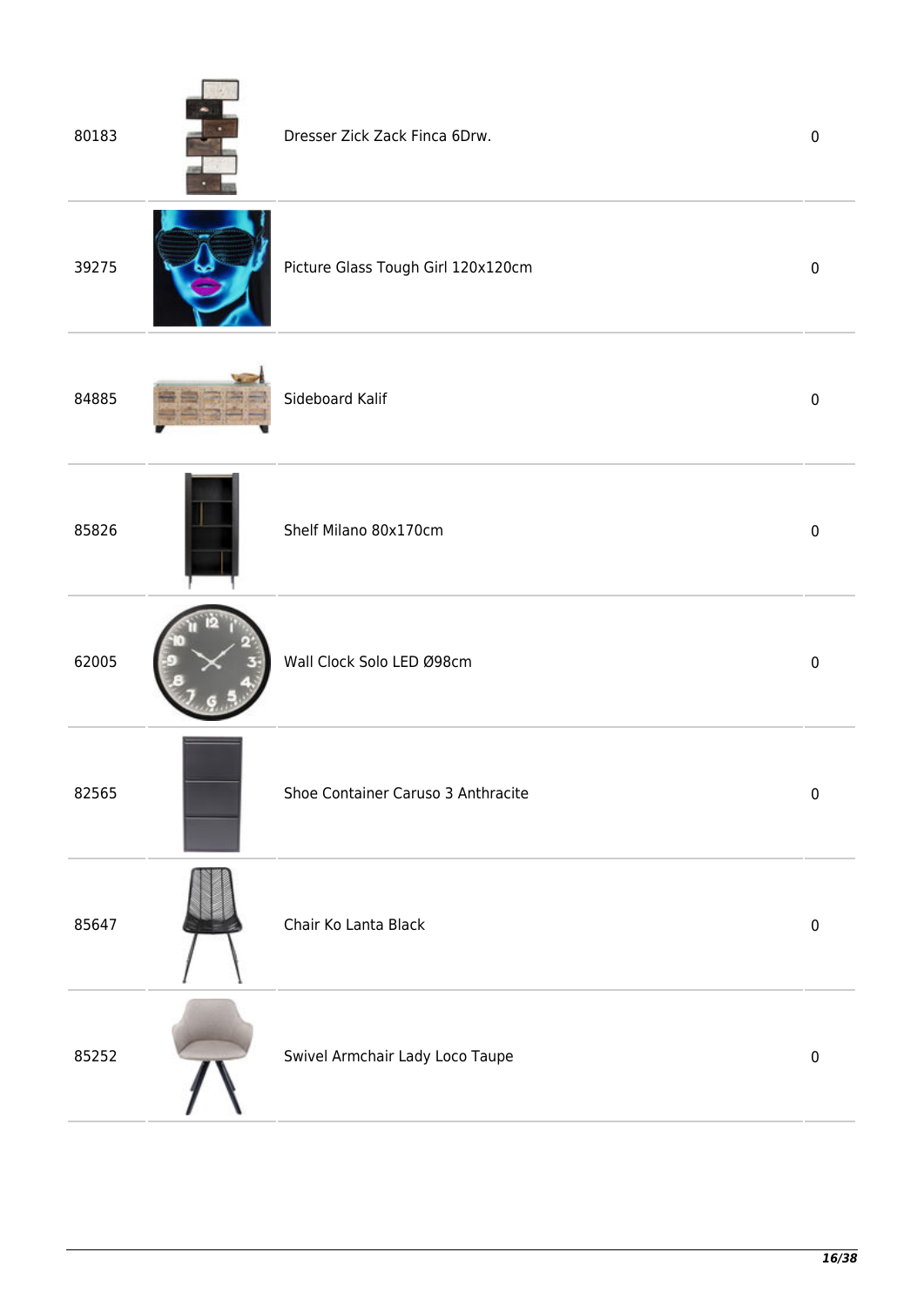| | | | |
|---|---|---|---|
| 80183 | | Dresser Zick Zack Finca 6Drw. | 0 |
| 39275 | | Picture Glass Tough Girl 120x120cm | 0 |
| 84885 | | Sideboard Kalif | 0 |
| 85826 | | Shelf Milano 80x170cm | 0 |
| 62005 | | Wall Clock Solo LED Ø98cm | 0 |
| 82565 | | Shoe Container Caruso 3 Anthracite | 0 |
| 85647 | | Chair Ko Lanta Black | 0 |
| 85252 | | Swivel Armchair Lady Loco Taupe | 0 |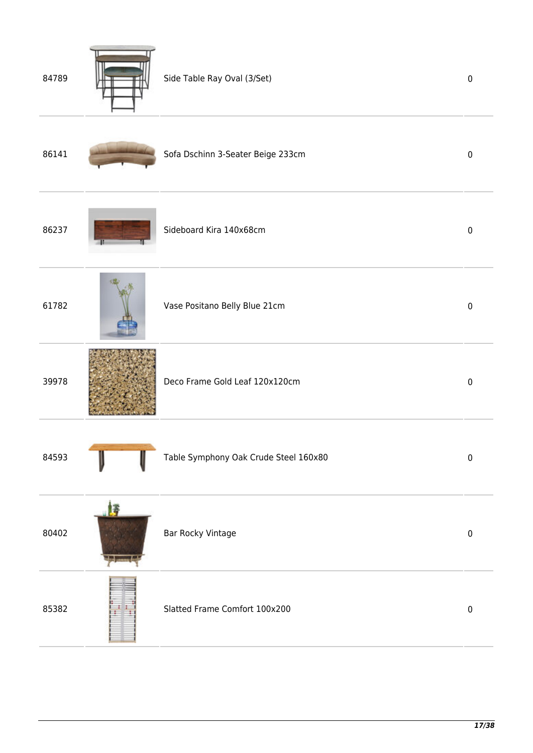| | | | |
|---|---|---|---|
| 84789 | | Side Table Ray Oval (3/Set) | 0 |
| 86141 | | Sofa Dschinn 3-Seater Beige 233cm | 0 |
| 86237 | | Sideboard Kira 140x68cm | 0 |
| 61782 | | Vase Positano Belly Blue 21cm | 0 |
| 39978 | | Deco Frame Gold Leaf 120x120cm | 0 |
| 84593 | | Table Symphony Oak Crude Steel 160x80 | 0 |
| 80402 | | Bar Rocky Vintage | 0 |
| 85382 | | Slatted Frame Comfort 100x200 | 0 |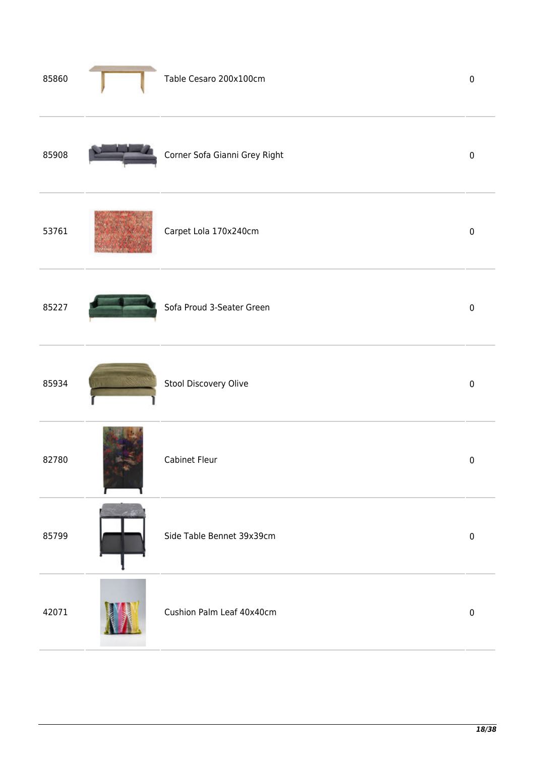| | | | |
|---|---|---|---|
| 85860 | | Table Cesaro 200x100cm | 0 |
| 85908 | | Corner Sofa Gianni Grey Right | 0 |
| 53761 | | Carpet Lola 170x240cm | 0 |
| 85227 | | Sofa Proud 3-Seater Green | 0 |
| 85934 | | Stool Discovery Olive | 0 |
| 82780 | | Cabinet Fleur | 0 |
| 85799 | | Side Table Bennet 39x39cm | 0 |
| 42071 | | Cushion Palm Leaf 40x40cm | 0 |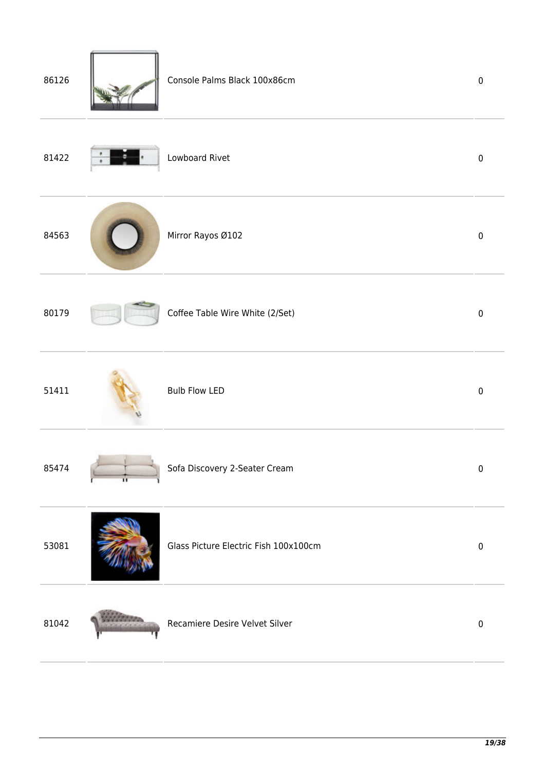| | | | |
|---|---|---|---|
| 86126 | | Console Palms Black 100x86cm | 0 |
| 81422 | | Lowboard Rivet | 0 |
| 84563 | | Mirror Rayos Ø102 | 0 |
| 80179 | | Coffee Table Wire White (2/Set) | 0 |
| 51411 | | Bulb Flow LED | 0 |
| 85474 | | Sofa Discovery 2-Seater Cream | 0 |
| 53081 | | Glass Picture Electric Fish 100x100cm | 0 |
| 81042 | | Recamiere Desire Velvet Silver | 0 |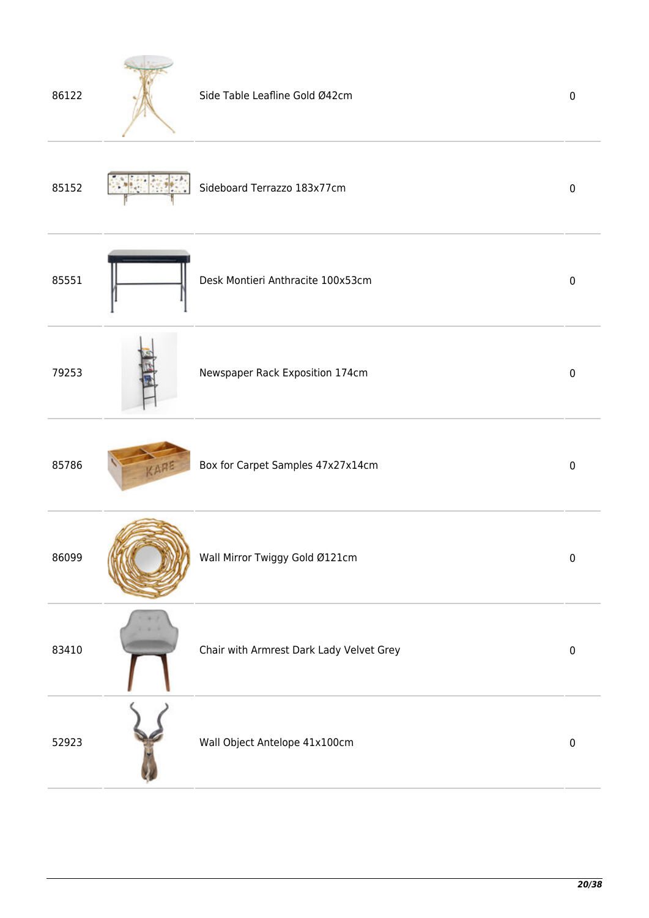| | | | |
|---|---|---|---|
| 86122 | | Side Table Leafline Gold Ø42cm | 0 |
| 85152 | | Sideboard Terrazzo 183x77cm | 0 |
| 85551 | | Desk Montieri Anthracite 100x53cm | 0 |
| 79253 | | Newspaper Rack Exposition 174cm | 0 |
| 85786 | | Box for Carpet Samples 47x27x14cm | 0 |
| 86099 | | Wall Mirror Twiggy Gold Ø121cm | 0 |
| 83410 | | Chair with Armrest Dark Lady Velvet Grey | 0 |
| 52923 | | Wall Object Antelope 41x100cm | 0 |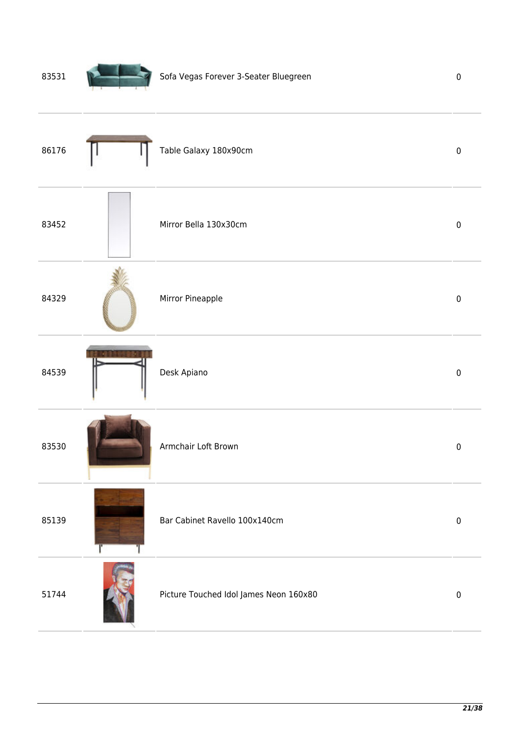| | | | |
|---|---|---|---|
| 83531 | | Sofa Vegas Forever 3-Seater Bluegreen | 0 |
| 86176 | | Table Galaxy 180x90cm | 0 |
| 83452 | | Mirror Bella 130x30cm | 0 |
| 84329 | | Mirror Pineapple | 0 |
| 84539 | | Desk Apiano | 0 |
| 83530 | | Armchair Loft Brown | 0 |
| 85139 | | Bar Cabinet Ravello 100x140cm | 0 |
| 51744 | | Picture Touched Idol James Neon 160x80 | 0 |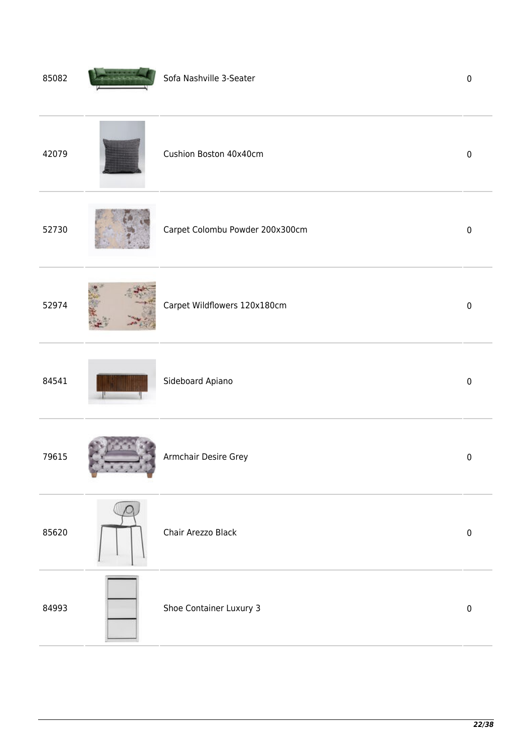| | | | |
|---|---|---|---|
| 85082 | | Sofa Nashville 3-Seater | 0 |
| 42079 | | Cushion Boston 40x40cm | 0 |
| 52730 | | Carpet Colombu Powder 200x300cm | 0 |
| 52974 | | Carpet Wildflowers 120x180cm | 0 |
| 84541 | | Sideboard Apiano | 0 |
| 79615 | | Armchair Desire Grey | 0 |
| 85620 | | Chair Arezzo Black | 0 |
| 84993 | | Shoe Container Luxury 3 | 0 |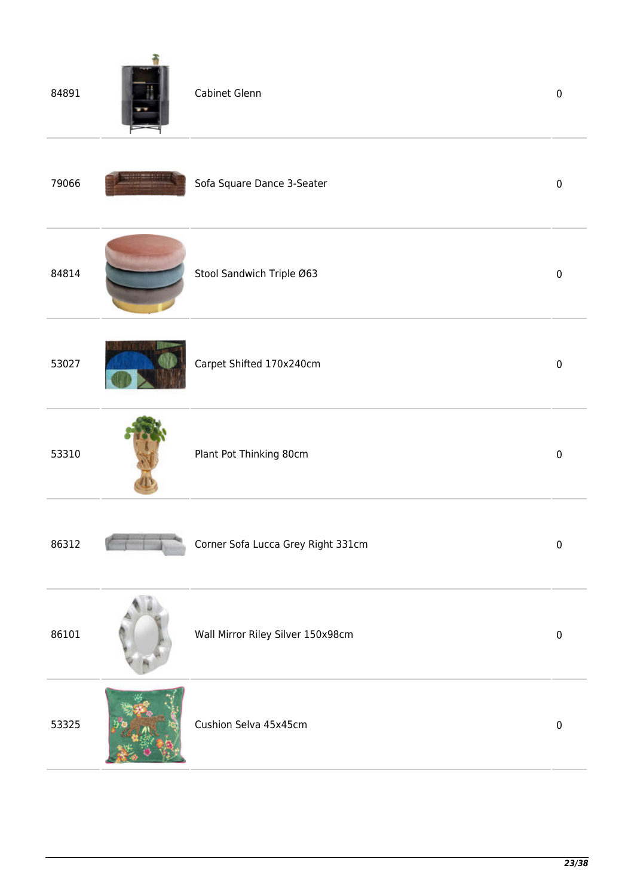| | | | |
|---|---|---|---|
| 84891 | | Cabinet Glenn | 0 |
| 79066 | | Sofa Square Dance 3-Seater | 0 |
| 84814 | | Stool Sandwich Triple Ø63 | 0 |
| 53027 | | Carpet Shifted 170x240cm | 0 |
| 53310 | | Plant Pot Thinking 80cm | 0 |
| 86312 | | Corner Sofa Lucca Grey Right 331cm | 0 |
| 86101 | | Wall Mirror Riley Silver 150x98cm | 0 |
| 53325 | | Cushion Selva 45x45cm | 0 |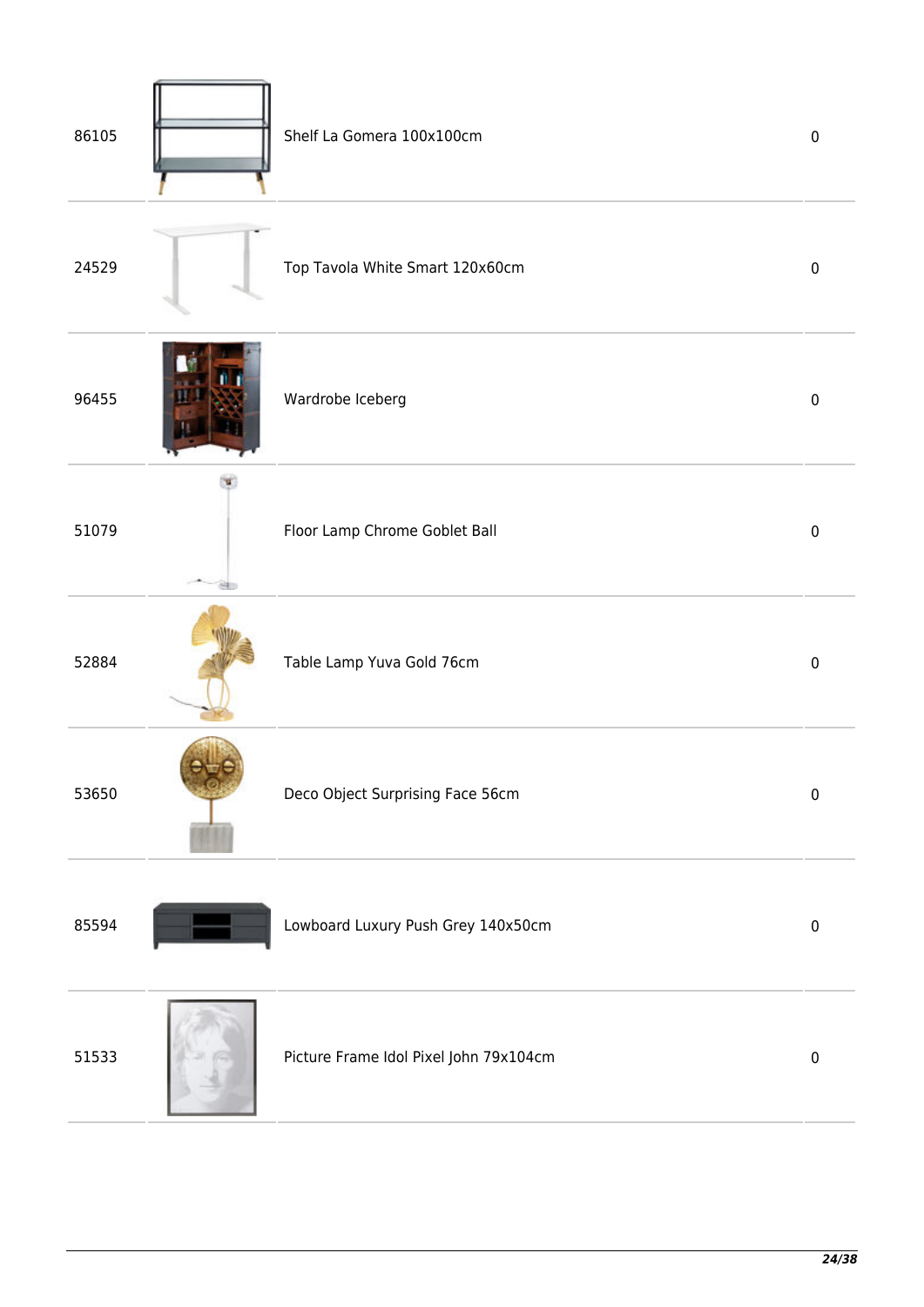| | | | |
|---|---|---|---|
| 86105 | | Shelf La Gomera 100x100cm | 0 |
| 24529 | | Top Tavola White Smart 120x60cm | 0 |
| 96455 | | Wardrobe Iceberg | 0 |
| 51079 | | Floor Lamp Chrome Goblet Ball | 0 |
| 52884 | | Table Lamp Yuva Gold 76cm | 0 |
| 53650 | | Deco Object Surprising Face 56cm | 0 |
| 85594 | | Lowboard Luxury Push Grey 140x50cm | 0 |
| 51533 | | Picture Frame Idol Pixel John 79x104cm | 0 |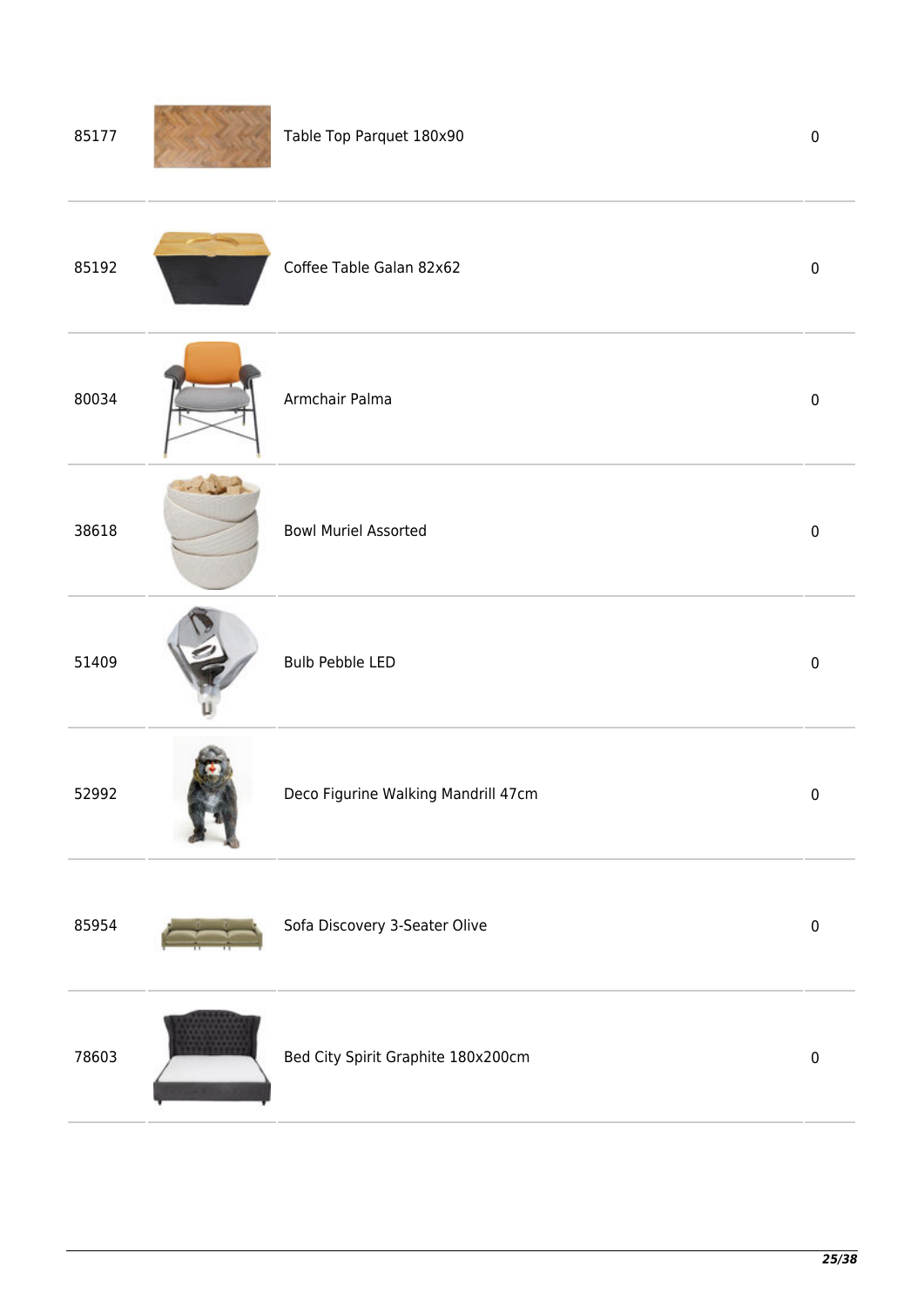| | | | |
|---|---|---|---|
| 85177 | | Table Top Parquet 180x90 | 0 |
| 85192 | | Coffee Table Galan 82x62 | 0 |
| 80034 | | Armchair Palma | 0 |
| 38618 | | Bowl Muriel Assorted | 0 |
| 51409 | | Bulb Pebble LED | 0 |
| 52992 | | Deco Figurine Walking Mandrill 47cm | 0 |
| 85954 | | Sofa Discovery 3-Seater Olive | 0 |
| 78603 | | Bed City Spirit Graphite 180x200cm | 0 |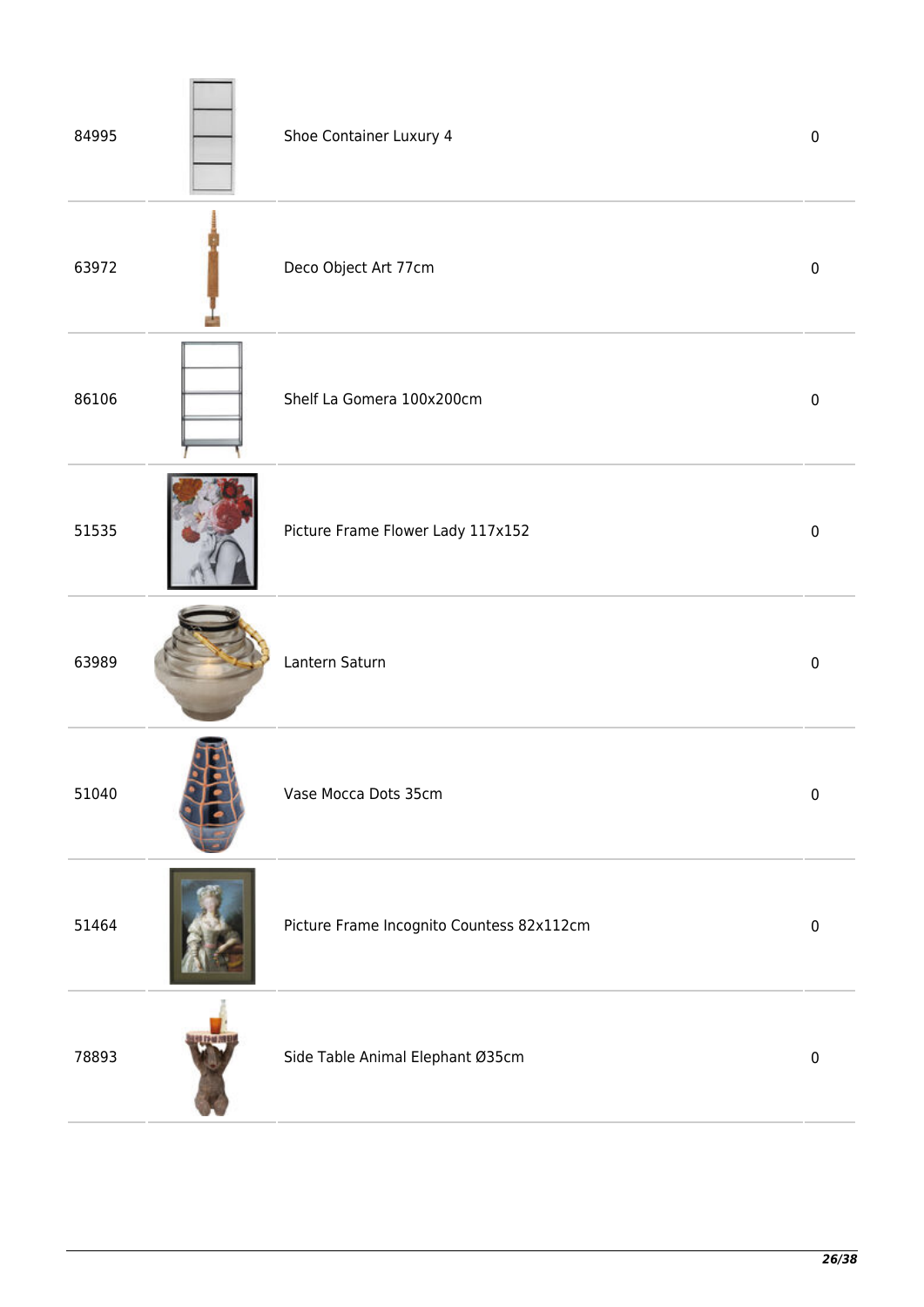| | | | |
|---|---|---|---|
| 84995 | | Shoe Container Luxury 4 | 0 |
| 63972 | | Deco Object Art 77cm | 0 |
| 86106 | | Shelf La Gomera 100x200cm | 0 |
| 51535 | | Picture Frame Flower Lady 117x152 | 0 |
| 63989 | | Lantern Saturn | 0 |
| 51040 | | Vase Mocca Dots 35cm | 0 |
| 51464 | | Picture Frame Incognito Countess 82x112cm | 0 |
| 78893 | | Side Table Animal Elephant Ø35cm | 0 |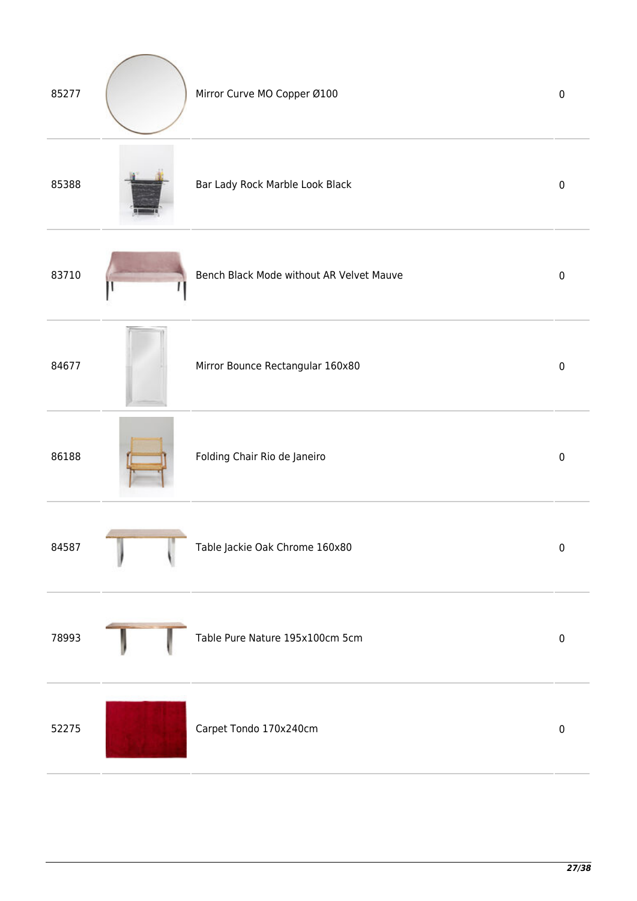| | | | |
|---|---|---|---|
| 85277 | | Mirror Curve MO Copper Ø100 | 0 |
| 85388 | | Bar Lady Rock Marble Look Black | 0 |
| 83710 | | Bench Black Mode without AR Velvet Mauve | 0 |
| 84677 | | Mirror Bounce Rectangular 160x80 | 0 |
| 86188 | | Folding Chair Rio de Janeiro | 0 |
| 84587 | | Table Jackie Oak Chrome 160x80 | 0 |
| 78993 | | Table Pure Nature 195x100cm 5cm | 0 |
| 52275 | | Carpet Tondo 170x240cm | 0 |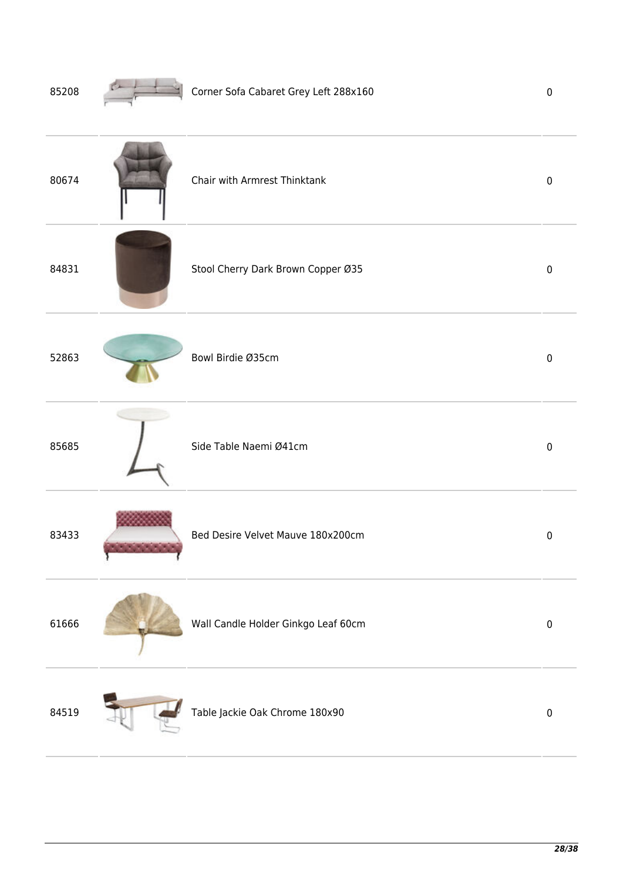| | | | |
|---|---|---|---|
| 85208 | | Corner Sofa Cabaret Grey Left 288x160 | 0 |
| 80674 | | Chair with Armrest Thinktank | 0 |
| 84831 | | Stool Cherry Dark Brown Copper Ø35 | 0 |
| 52863 | | Bowl Birdie Ø35cm | 0 |
| 85685 | | Side Table Naemi Ø41cm | 0 |
| 83433 | | Bed Desire Velvet Mauve 180x200cm | 0 |
| 61666 | | Wall Candle Holder Ginkgo Leaf 60cm | 0 |
| 84519 | | Table Jackie Oak Chrome 180x90 | 0 |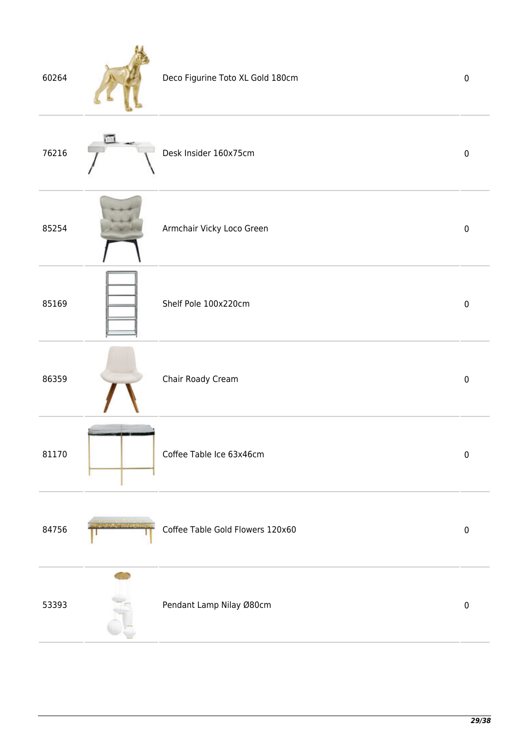| | | | |
|---|---|---|---|
| 60264 | | Deco Figurine Toto XL Gold 180cm | 0 |
| 76216 | | Desk Insider 160x75cm | 0 |
| 85254 | | Armchair Vicky Loco Green | 0 |
| 85169 | | Shelf Pole 100x220cm | 0 |
| 86359 | | Chair Roady Cream | 0 |
| 81170 | | Coffee Table Ice 63x46cm | 0 |
| 84756 | | Coffee Table Gold Flowers 120x60 | 0 |
| 53393 | | Pendant Lamp Nilay Ø80cm | 0 |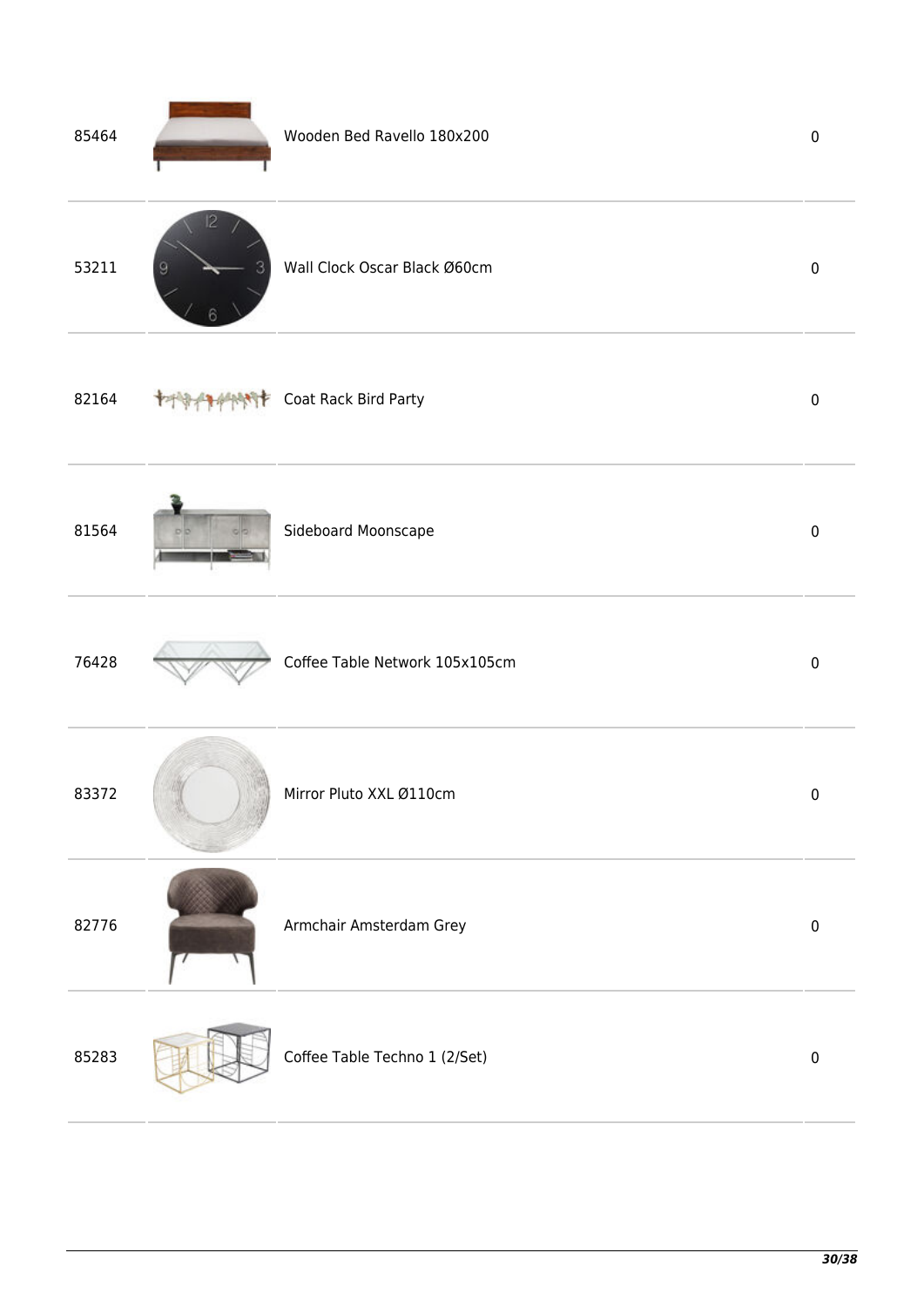| | | | |
|---|---|---|---|
| 85464 | | Wooden Bed Ravello 180x200 | 0 |
| 53211 | | Wall Clock Oscar Black Ø60cm | 0 |
| 82164 | | Coat Rack Bird Party | 0 |
| 81564 | | Sideboard Moonscape | 0 |
| 76428 | | Coffee Table Network 105x105cm | 0 |
| 83372 | | Mirror Pluto XXL Ø110cm | 0 |
| 82776 | | Armchair Amsterdam Grey | 0 |
| 85283 | | Coffee Table Techno 1 (2/Set) | 0 |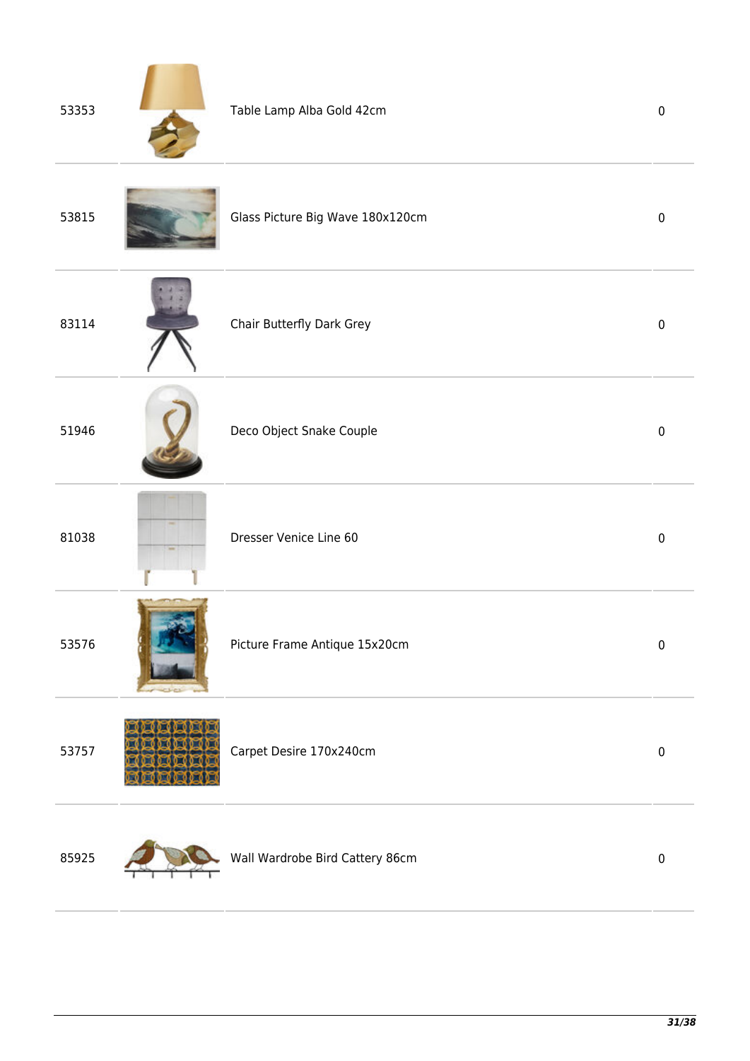| | | | |
|---|---|---|---|
| 53353 | | Table Lamp Alba Gold 42cm | 0 |
| 53815 | | Glass Picture Big Wave 180x120cm | 0 |
| 83114 | | Chair Butterfly Dark Grey | 0 |
| 51946 | | Deco Object Snake Couple | 0 |
| 81038 | | Dresser Venice Line 60 | 0 |
| 53576 | | Picture Frame Antique 15x20cm | 0 |
| 53757 | | Carpet Desire 170x240cm | 0 |
| 85925 | | Wall Wardrobe Bird Cattery 86cm | 0 |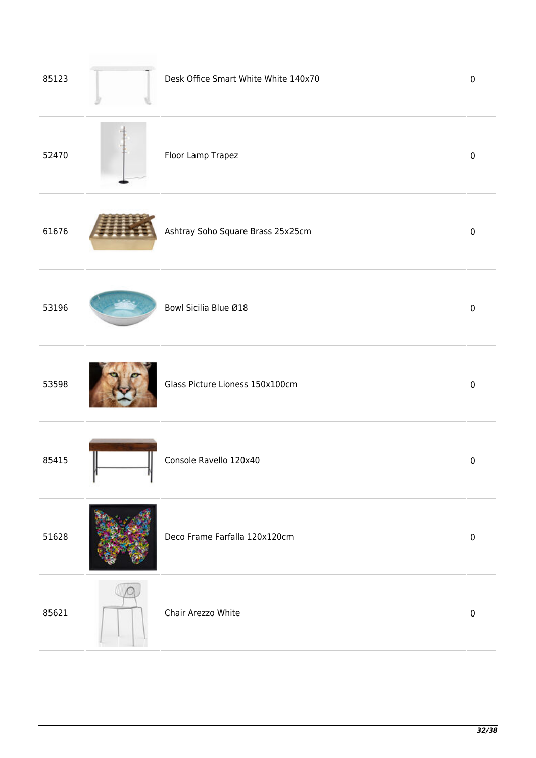| | | | |
|---|---|---|---|
| 85123 | | Desk Office Smart White White 140x70 | 0 |
| 52470 | | Floor Lamp Trapez | 0 |
| 61676 | | Ashtray Soho Square Brass 25x25cm | 0 |
| 53196 | | Bowl Sicilia Blue Ø18 | 0 |
| 53598 | | Glass Picture Lioness 150x100cm | 0 |
| 85415 | | Console Ravello 120x40 | 0 |
| 51628 | | Deco Frame Farfalla 120x120cm | 0 |
| 85621 | | Chair Arezzo White | 0 |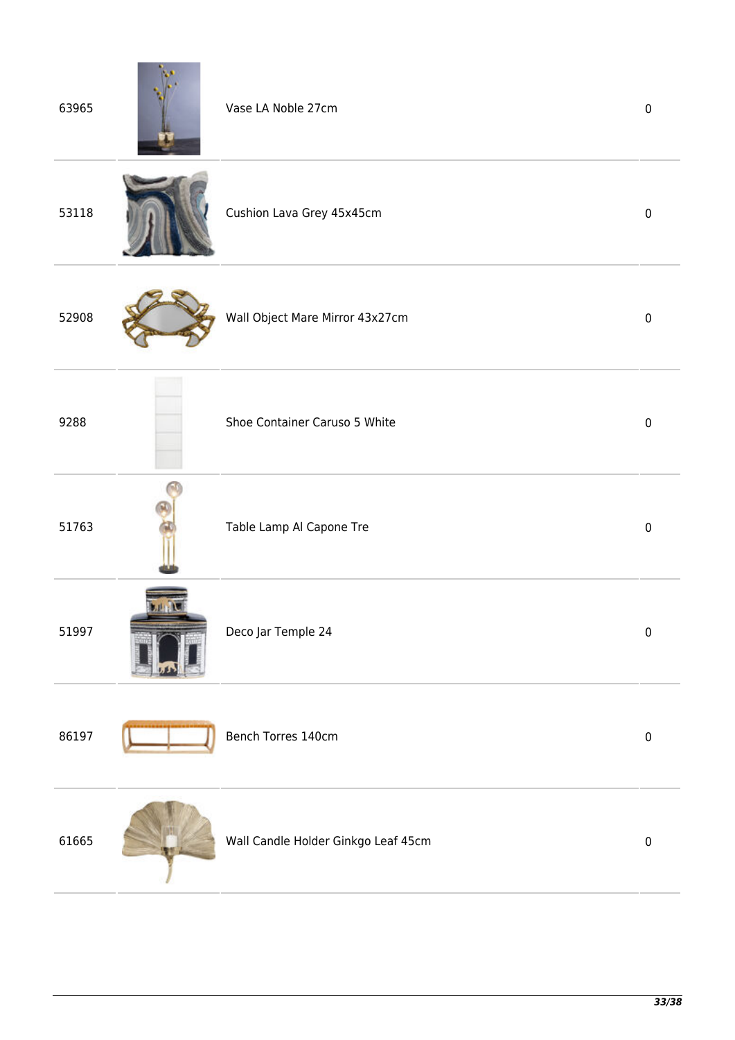| | | | |
|---|---|---|---|
| 63965 | | Vase LA Noble 27cm | 0 |
| 53118 | | Cushion Lava Grey 45x45cm | 0 |
| 52908 | | Wall Object Mare Mirror 43x27cm | 0 |
| 9288 | | Shoe Container Caruso 5 White | 0 |
| 51763 | | Table Lamp Al Capone Tre | 0 |
| 51997 | | Deco Jar Temple 24 | 0 |
| 86197 | | Bench Torres 140cm | 0 |
| 61665 | | Wall Candle Holder Ginkgo Leaf 45cm | 0 |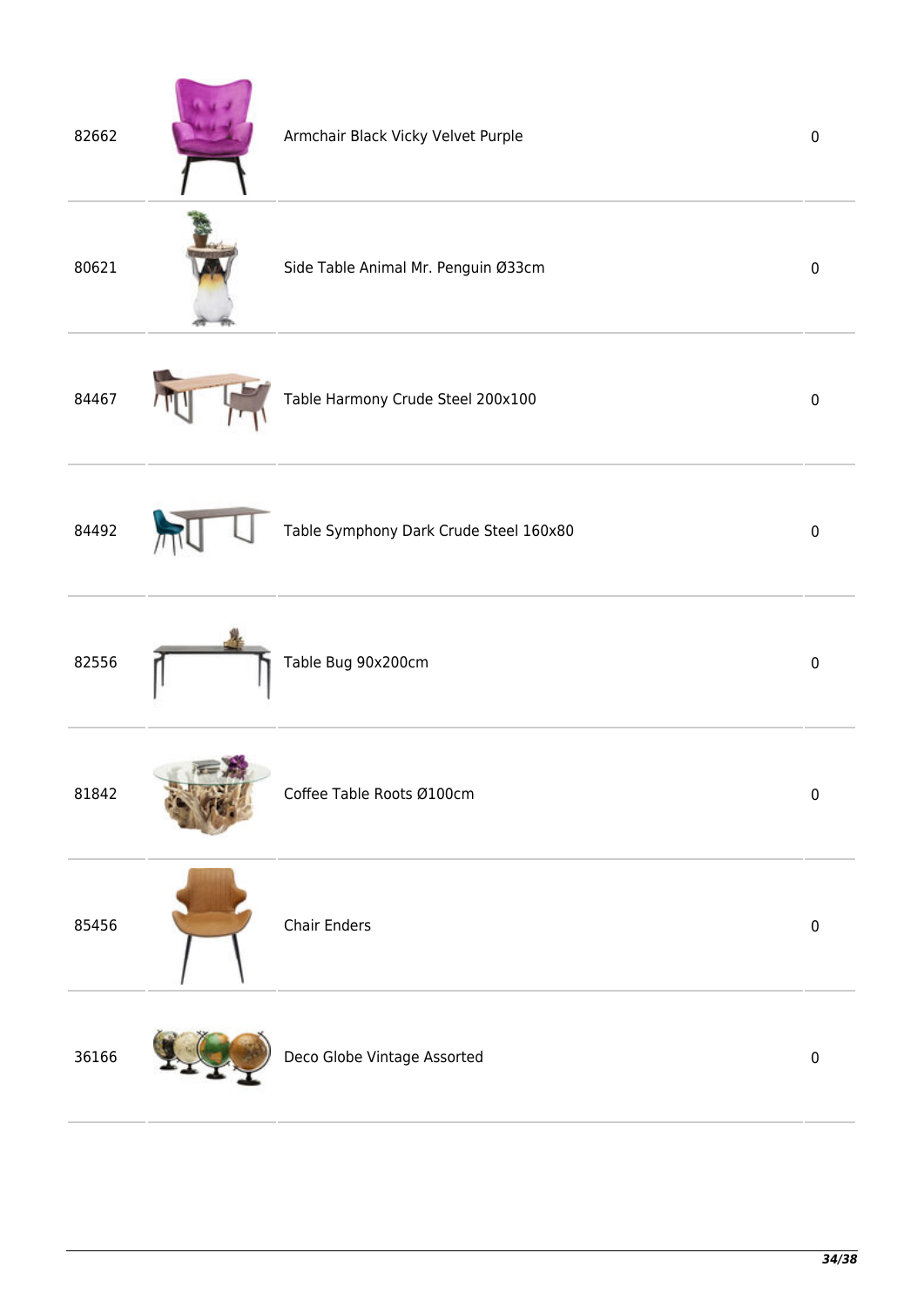| | | | |
|---|---|---|---|
| 82662 | | Armchair Black Vicky Velvet Purple | 0 |
| 80621 | | Side Table Animal Mr. Penguin Ø33cm | 0 |
| 84467 | | Table Harmony Crude Steel 200x100 | 0 |
| 84492 | | Table Symphony Dark Crude Steel 160x80 | 0 |
| 82556 | | Table Bug 90x200cm | 0 |
| 81842 | | Coffee Table Roots Ø100cm | 0 |
| 85456 | | Chair Enders | 0 |
| 36166 | | Deco Globe Vintage Assorted | 0 |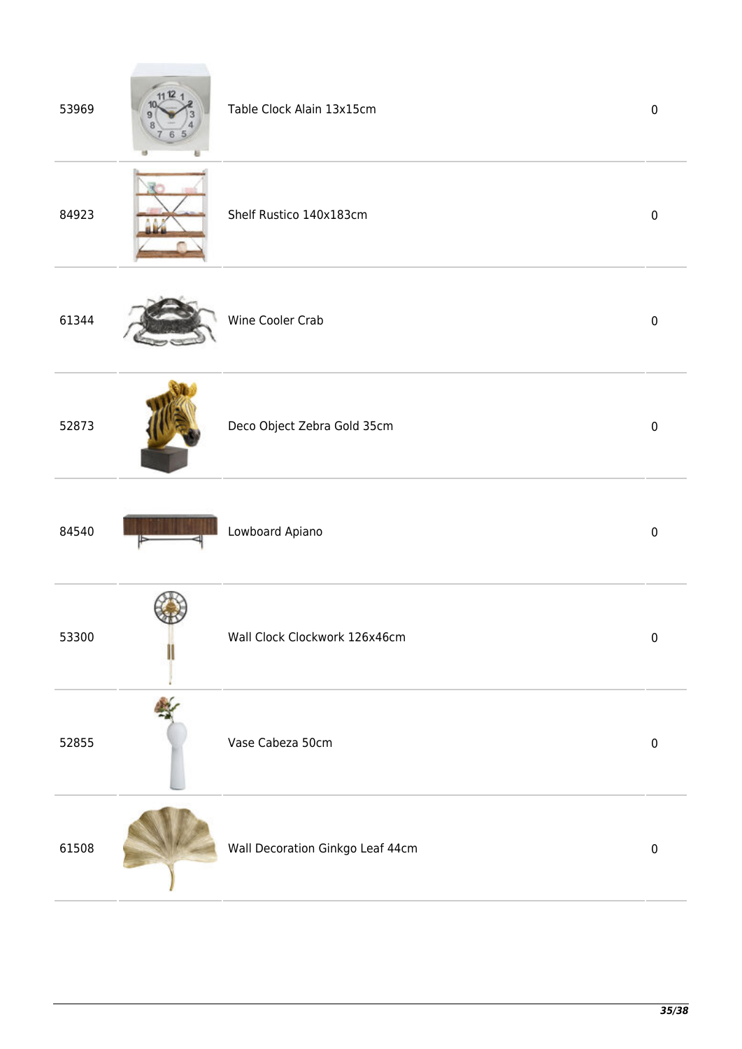| | | | |
|---|---|---|---|
| 53969 | | Table Clock Alain 13x15cm | 0 |
| 84923 | | Shelf Rustico 140x183cm | 0 |
| 61344 | | Wine Cooler Crab | 0 |
| 52873 | | Deco Object Zebra Gold 35cm | 0 |
| 84540 | | Lowboard Apiano | 0 |
| 53300 | | Wall Clock Clockwork 126x46cm | 0 |
| 52855 | | Vase Cabeza 50cm | 0 |
| 61508 | | Wall Decoration Ginkgo Leaf 44cm | 0 |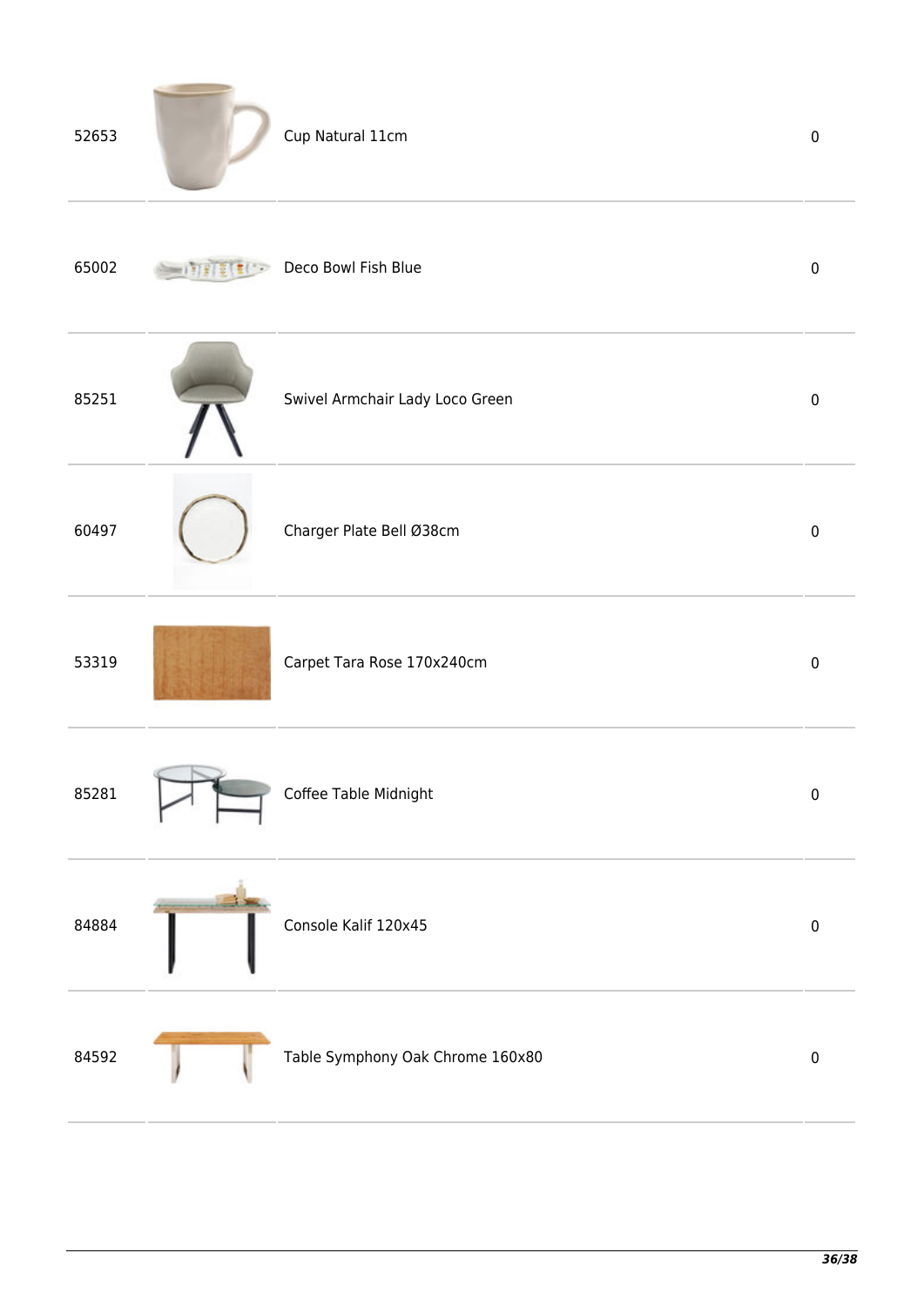| | | | |
|---|---|---|---|
| 52653 | | Cup Natural 11cm | 0 |
| 65002 | | Deco Bowl Fish Blue | 0 |
| 85251 | | Swivel Armchair Lady Loco Green | 0 |
| 60497 | | Charger Plate Bell Ø38cm | 0 |
| 53319 | | Carpet Tara Rose 170x240cm | 0 |
| 85281 | | Coffee Table Midnight | 0 |
| 84884 | | Console Kalif 120x45 | 0 |
| 84592 | | Table Symphony Oak Chrome 160x80 | 0 |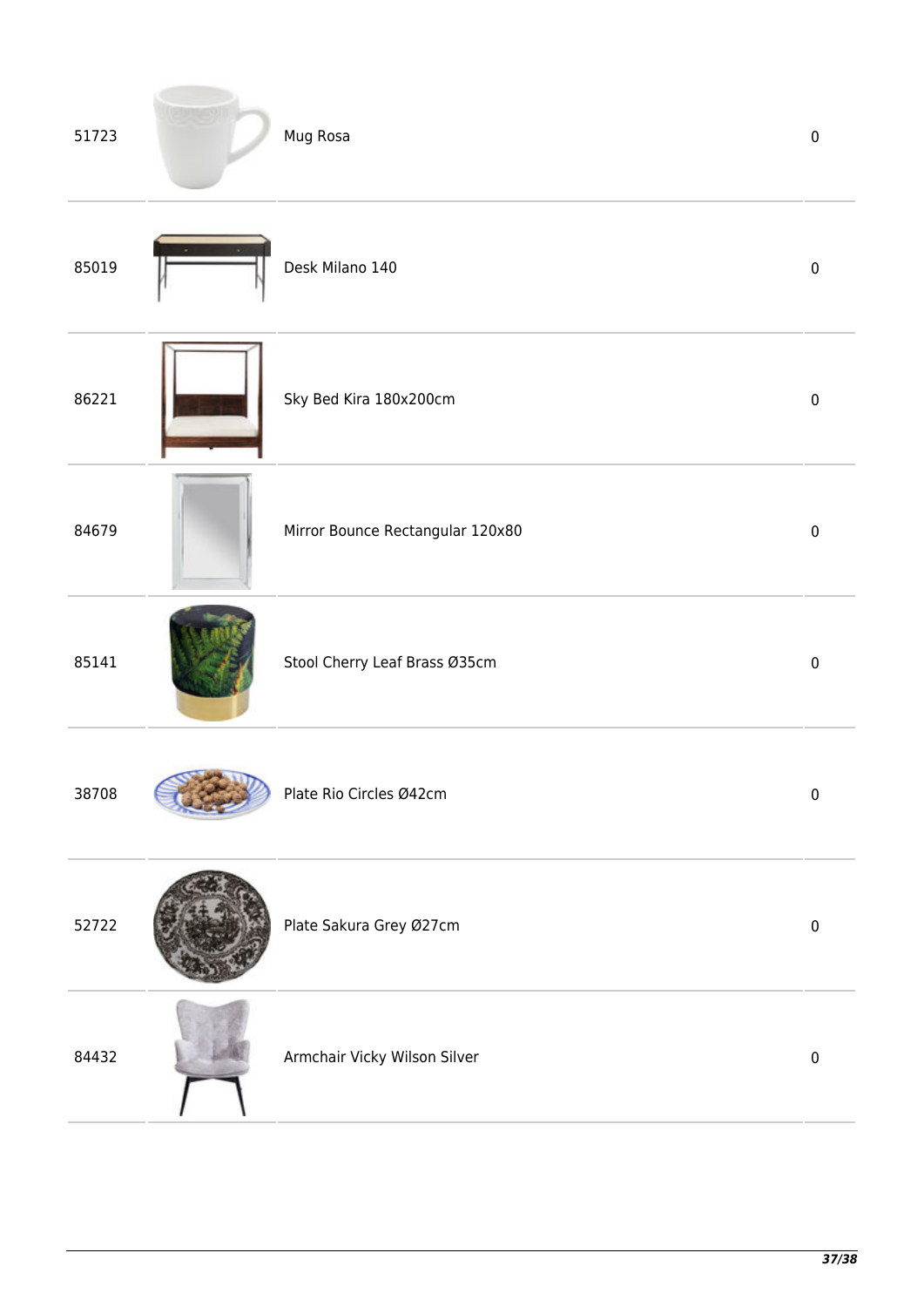| | | | |
|---|---|---|---|
| 51723 | | Mug Rosa | 0 |
| 85019 | | Desk Milano 140 | 0 |
| 86221 | | Sky Bed Kira 180x200cm | 0 |
| 84679 | | Mirror Bounce Rectangular 120x80 | 0 |
| 85141 | | Stool Cherry Leaf Brass Ø35cm | 0 |
| 38708 | | Plate Rio Circles Ø42cm | 0 |
| 52722 | | Plate Sakura Grey Ø27cm | 0 |
| 84432 | | Armchair Vicky Wilson Silver | 0 |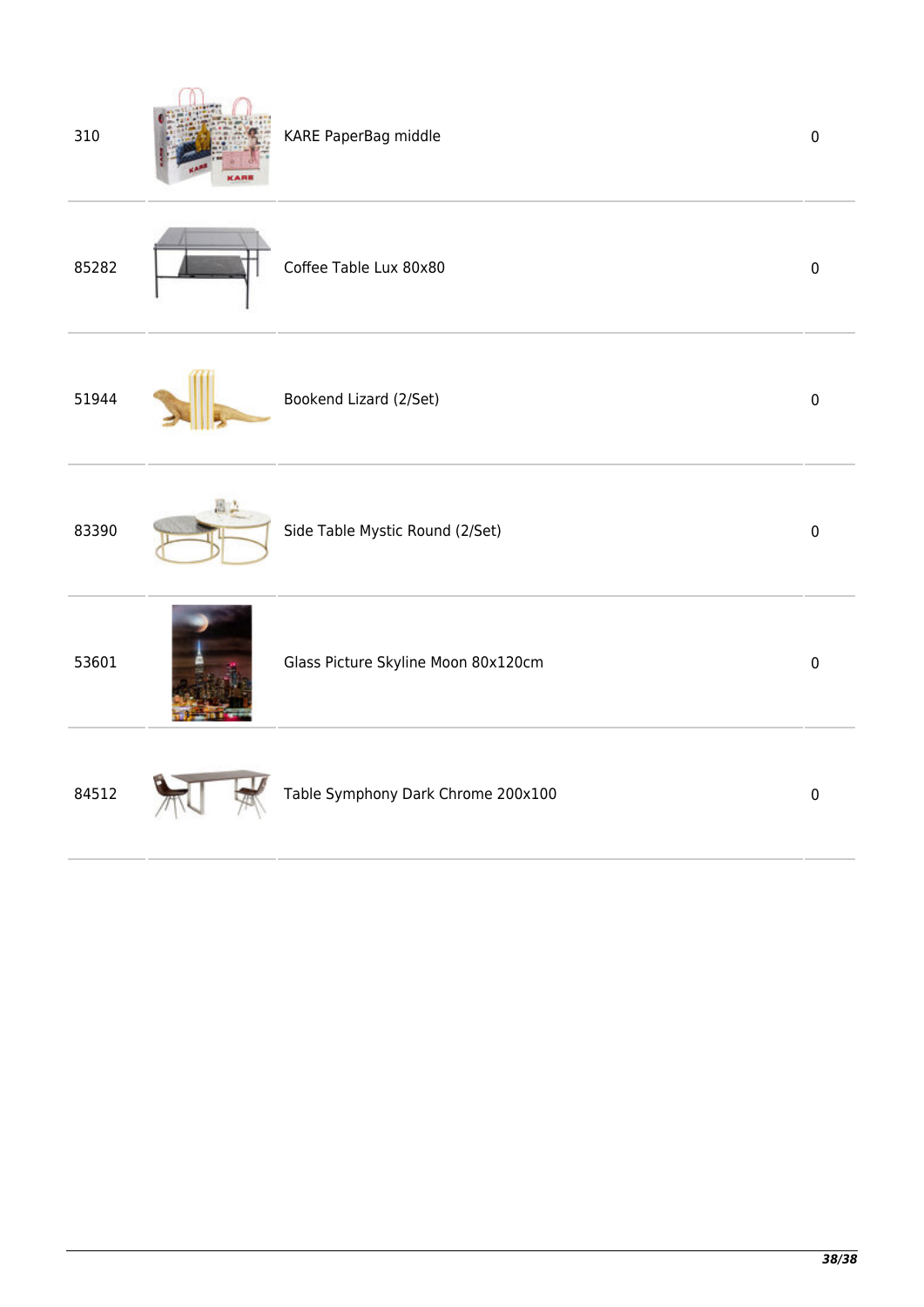| | | | |
|---|---|---|---|
| 310 | | KARE PaperBag middle | 0 |
| 85282 | | Coffee Table Lux 80x80 | 0 |
| 51944 | | Bookend Lizard (2/Set) | 0 |
| 83390 | | Side Table Mystic Round (2/Set) | 0 |
| 53601 | | Glass Picture Skyline Moon 80x120cm | 0 |
| 84512 | | Table Symphony Dark Chrome 200x100 | 0 |